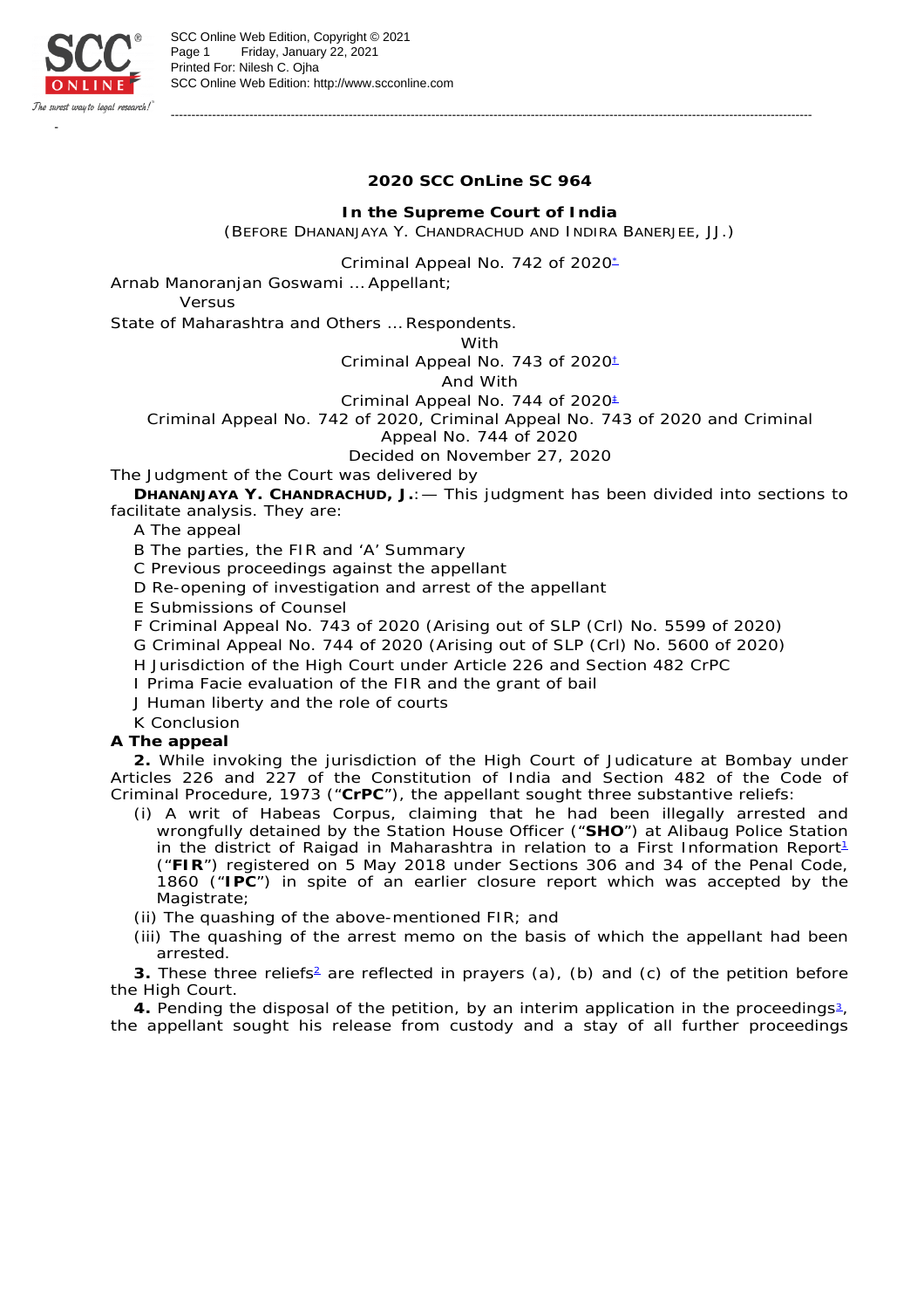**2020 SCC OnLine SC 964**

**In the Supreme Court of India**

(BEFORE DHANANJAYA Y. CHANDRACHUD AND INDIRA BANERJEE, JJ.)

Criminal Appeal No. 742 of 2020[*]

Arnab Manoranjan Goswami … Appellant;

Versus

State of Maharashtra and Others … Respondents.

With

Criminal Appeal No. 743 of 2020[†]

And With

Criminal Appeal No. 744 of 2020[‡]

Criminal Appeal No. 742 of 2020, Criminal Appeal No. 743 of 2020 and Criminal Appeal No. 744 of 2020

Decided on November 27, 2020

The Judgment of the Court was delivered by

**DHANANJAYA Y. CHANDRACHUD, J.**:— This judgment has been divided into sections to facilitate analysis. They are:

A The appeal

B The parties, the FIR and 'A' Summary

C Previous proceedings against the appellant

D Re-opening of investigation and arrest of the appellant

E Submissions of Counsel

F Criminal Appeal No. 743 of 2020 (Arising out of SLP (Crl) No. 5599 of 2020)

G Criminal Appeal No. 744 of 2020 (Arising out of SLP (Crl) No. 5600 of 2020)

H Jurisdiction of the High Court under Article 226 and Section 482 CrPC

I Prima Facie evaluation of the FIR and the grant of bail

J Human liberty and the role of courts

K Conclusion

**A The appeal**

**2.** While invoking the jurisdiction of the High Court of Judicature at Bombay under Articles 226 and 227 of the Constitution of India and Section 482 of the Code of Criminal Procedure, 1973 ("**CrPC**"), the appellant sought three substantive reliefs:

(i) A writ of Habeas Corpus, claiming that he had been illegally arrested and wrongfully detained by the Station House Officer ("**SHO**") at Alibaug Police Station in the district of Raigad in Maharashtra in relation to a First Information Report[1] ("**FIR**") registered on 5 May 2018 under Sections 306 and 34 of the Penal Code, 1860 ("**IPC**") in spite of an earlier closure report which was accepted by the Magistrate;

(ii) The quashing of the above-mentioned FIR; and

(iii) The quashing of the arrest memo on the basis of which the appellant had been arrested.

**3.** These three reliefs[2] are reflected in prayers (a), (b) and (c) of the petition before the High Court.

**4.** Pending the disposal of the petition, by an interim application in the proceedings[3], the appellant sought his release from custody and a stay of all further proceedings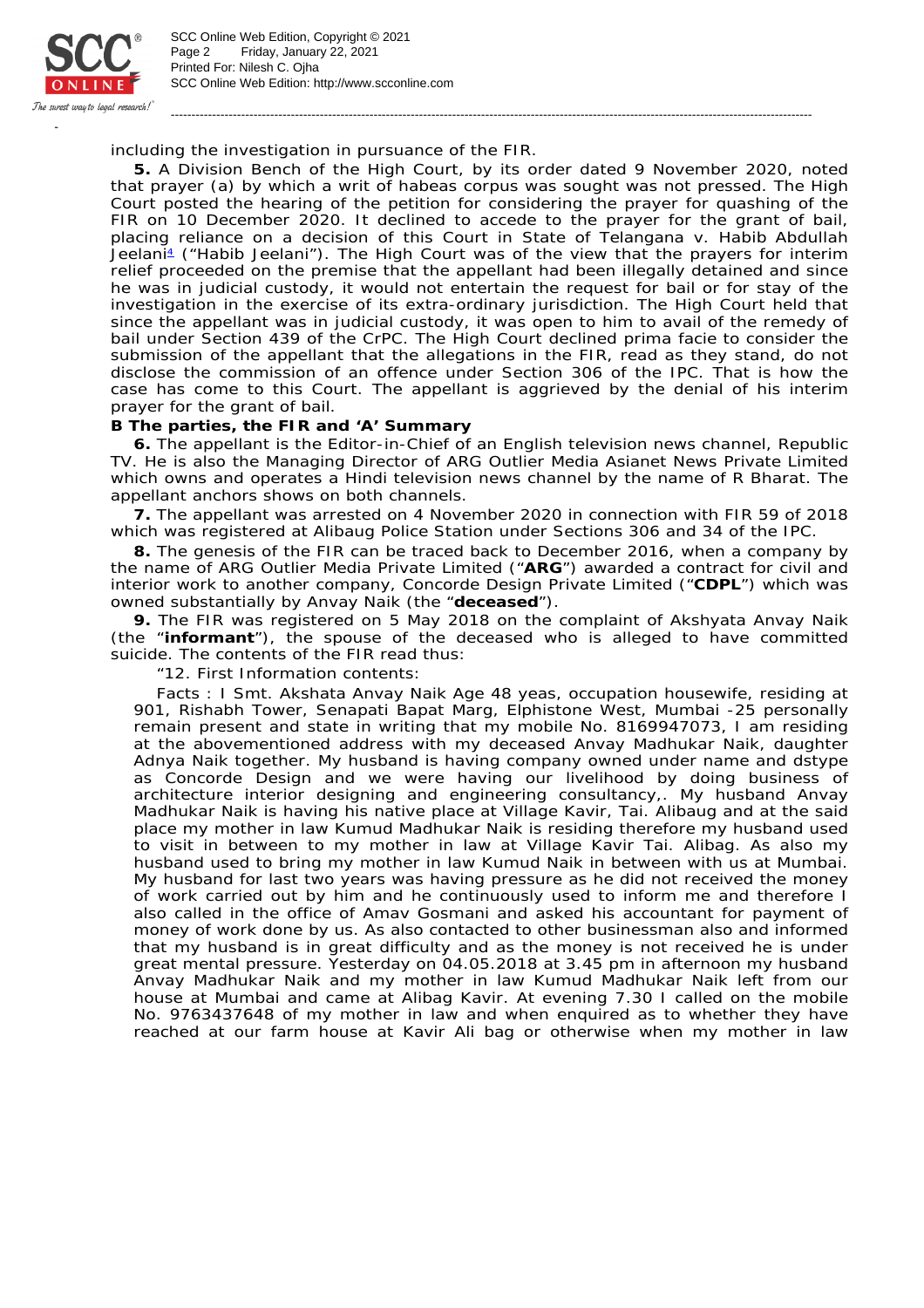including the investigation in pursuance of the FIR.

**5.** A Division Bench of the High Court, by its order dated 9 November 2020, noted that prayer (a) by which a writ of habeas corpus was sought was not pressed. The High Court posted the hearing of the petition for considering the prayer for quashing of the FIR on 10 December 2020. It declined to accede to the prayer for the grant of bail, placing reliance on a decision of this Court in State of Telangana v. Habib Abdullah Jeelani[4] ("Habib Jeelani"). The High Court was of the view that the prayers for interim relief proceeded on the premise that the appellant had been illegally detained and since he was in judicial custody, it would not entertain the request for bail or for stay of the investigation in the exercise of its extra-ordinary jurisdiction. The High Court held that since the appellant was in judicial custody, it was open to him to avail of the remedy of bail under Section 439 of the CrPC. The High Court declined prima facie to consider the submission of the appellant that the allegations in the FIR, read as they stand, do not disclose the commission of an offence under Section 306 of the IPC. That is how the case has come to this Court. The appellant is aggrieved by the denial of his interim prayer for the grant of bail.

**B The parties, the FIR and 'A' Summary**

**6.** The appellant is the Editor-in-Chief of an English television news channel, Republic TV. He is also the Managing Director of ARG Outlier Media Asianet News Private Limited which owns and operates a Hindi television news channel by the name of R Bharat. The appellant anchors shows on both channels.

**7.** The appellant was arrested on 4 November 2020 in connection with FIR 59 of 2018 which was registered at Alibaug Police Station under Sections 306 and 34 of the IPC.

**8.** The genesis of the FIR can be traced back to December 2016, when a company by the name of ARG Outlier Media Private Limited ("**ARG**") awarded a contract for civil and interior work to another company, Concorde Design Private Limited ("**CDPL**") which was owned substantially by Anvay Naik (the "**deceased**").

**9.** The FIR was registered on 5 May 2018 on the complaint of Akshyata Anvay Naik (the "**informant**"), the spouse of the deceased who is alleged to have committed suicide. The contents of the FIR read thus:

"12. First Information contents:

Facts : I Smt. Akshata Anvay Naik Age 48 yeas, occupation housewife, residing at 901, Rishabh Tower, Senapati Bapat Marg, Elphistone West, Mumbai -25 personally remain present and state in writing that my mobile No. 8169947073, I am residing at the abovementioned address with my deceased Anvay Madhukar Naik, daughter Adnya Naik together. My husband is having company owned under name and dstype as Concorde Design and we were having our livelihood by doing business of architecture interior designing and engineering consultancy,. My husband Anvay Madhukar Naik is having his native place at Village Kavir, Tai. Alibaug and at the said place my mother in law Kumud Madhukar Naik is residing therefore my husband used to visit in between to my mother in law at Village Kavir Tai. Alibag. As also my husband used to bring my mother in law Kumud Naik in between with us at Mumbai. My husband for last two years was having pressure as he did not received the money of work carried out by him and he continuously used to inform me and therefore I also called in the office of Amav Gosmani and asked his accountant for payment of money of work done by us. As also contacted to other businessman also and informed that my husband is in great difficulty and as the money is not received he is under great mental pressure. Yesterday on 04.05.2018 at 3.45 pm in afternoon my husband Anvay Madhukar Naik and my mother in law Kumud Madhukar Naik left from our house at Mumbai and came at Alibag Kavir. At evening 7.30 I called on the mobile No. 9763437648 of my mother in law and when enquired as to whether they have reached at our farm house at Kavir Ali bag or otherwise when my mother in law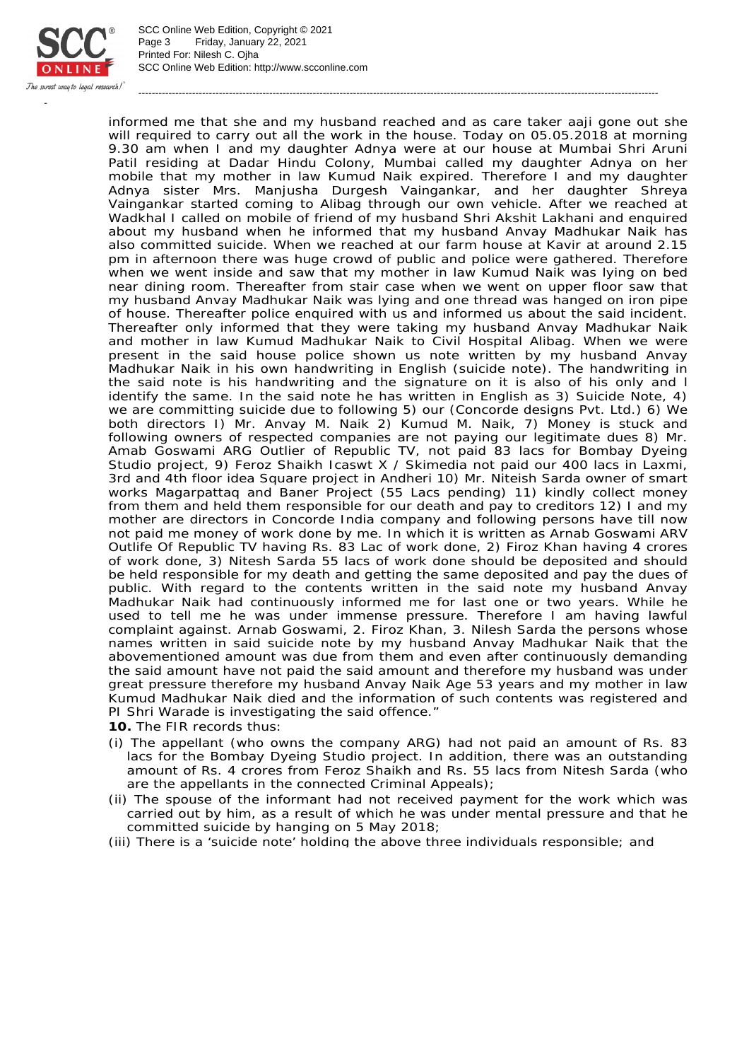informed me that she and my husband reached and as care taker aaji gone out she will required to carry out all the work in the house. Today on 05.05.2018 at morning 9.30 am when I and my daughter Adnya were at our house at Mumbai Shri Aruni Patil residing at Dadar Hindu Colony, Mumbai called my daughter Adnya on her mobile that my mother in law Kumud Naik expired. Therefore I and my daughter Adnya sister Mrs. Manjusha Durgesh Vaingankar, and her daughter Shreya Vaingankar started coming to Alibag through our own vehicle. After we reached at Wadkhal I called on mobile of friend of my husband Shri Akshit Lakhani and enquired about my husband when he informed that my husband Anvay Madhukar Naik has also committed suicide. When we reached at our farm house at Kavir at around 2.15 pm in afternoon there was huge crowd of public and police were gathered. Therefore when we went inside and saw that my mother in law Kumud Naik was lying on bed near dining room. Thereafter from stair case when we went on upper floor saw that my husband Anvay Madhukar Naik was lying and one thread was hanged on iron pipe of house. Thereafter police enquired with us and informed us about the said incident. Thereafter only informed that they were taking my husband Anvay Madhukar Naik and mother in law Kumud Madhukar Naik to Civil Hospital Alibag. When we were present in the said house police shown us note written by my husband Anvay Madhukar Naik in his own handwriting in English (suicide note). The handwriting in the said note is his handwriting and the signature on it is also of his only and I identify the same. In the said note he has written in English as 3) Suicide Note, 4) we are committing suicide due to following 5) our (Concorde designs Pvt. Ltd.) 6) We both directors I) Mr. Anvay M. Naik 2) Kumud M. Naik, 7) Money is stuck and following owners of respected companies are not paying our legitimate dues 8) Mr. Amab Goswami ARG Outlier of Republic TV, not paid 83 lacs for Bombay Dyeing Studio project, 9) Feroz Shaikh Icaswt X / Skimedia not paid our 400 lacs in Laxmi, 3rd and 4th floor idea Square project in Andheri 10) Mr. Niteish Sarda owner of smart works Magarpattaq and Baner Project (55 Lacs pending) 11) kindly collect money from them and held them responsible for our death and pay to creditors 12) I and my mother are directors in Concorde India company and following persons have till now not paid me money of work done by me. In which it is written as Arnab Goswami ARV Outlife Of Republic TV having Rs. 83 Lac of work done, 2) Firoz Khan having 4 crores of work done, 3) Nitesh Sarda 55 lacs of work done should be deposited and should be held responsible for my death and getting the same deposited and pay the dues of public. With regard to the contents written in the said note my husband Anvay Madhukar Naik had continuously informed me for last one or two years. While he used to tell me he was under immense pressure. Therefore I am having lawful complaint against. Arnab Goswami, 2. Firoz Khan, 3. Nilesh Sarda the persons whose names written in said suicide note by my husband Anvay Madhukar Naik that the abovementioned amount was due from them and even after continuously demanding the said amount have not paid the said amount and therefore my husband was under great pressure therefore my husband Anvay Naik Age 53 years and my mother in law Kumud Madhukar Naik died and the information of such contents was registered and PI Shri Warade is investigating the said offence."

**10.** The FIR records thus:

(i) The appellant (who owns the company ARG) had not paid an amount of Rs. 83 lacs for the Bombay Dyeing Studio project. In addition, there was an outstanding amount of Rs. 4 crores from Feroz Shaikh and Rs. 55 lacs from Nitesh Sarda (who are the appellants in the connected Criminal Appeals);

(ii) The spouse of the informant had not received payment for the work which was carried out by him, as a result of which he was under mental pressure and that he committed suicide by hanging on 5 May 2018;

(iii) There is a 'suicide note' holding the above three individuals responsible; and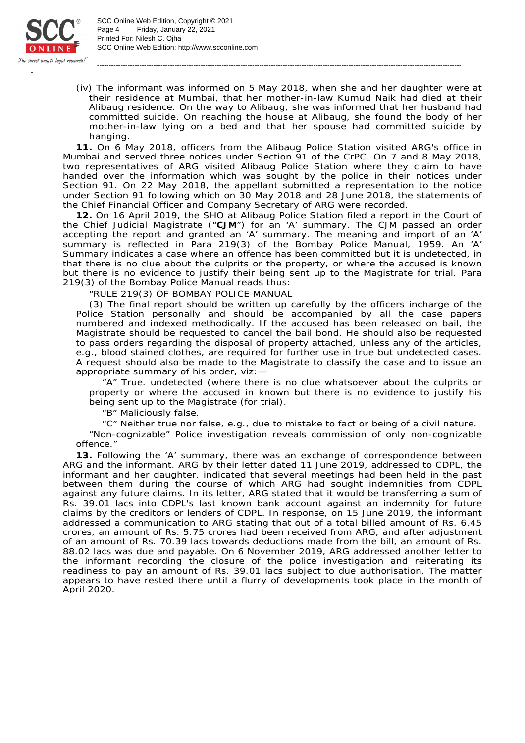(iv) The informant was informed on 5 May 2018, when she and her daughter were at their residence at Mumbai, that her mother-in-law Kumud Naik had died at their Alibaug residence. On the way to Alibaug, she was informed that her husband had committed suicide. On reaching the house at Alibaug, she found the body of her mother-in-law lying on a bed and that her spouse had committed suicide by hanging.

**11.** On 6 May 2018, officers from the Alibaug Police Station visited ARG's office in Mumbai and served three notices under Section 91 of the CrPC. On 7 and 8 May 2018, two representatives of ARG visited Alibaug Police Station where they claim to have handed over the information which was sought by the police in their notices under Section 91. On 22 May 2018, the appellant submitted a representation to the notice under Section 91 following which on 30 May 2018 and 28 June 2018, the statements of the Chief Financial Officer and Company Secretary of ARG were recorded.

**12.** On 16 April 2019, the SHO at Alibaug Police Station filed a report in the Court of the Chief Judicial Magistrate ("**CJM**") for an 'A' summary. The CJM passed an order accepting the report and granted an 'A' summary. The meaning and import of an 'A' summary is reflected in Para 219(3) of the Bombay Police Manual, 1959. An 'A' Summary indicates a case where an offence has been committed but it is undetected, in that there is no clue about the culprits or the property, or where the accused is known but there is no evidence to justify their being sent up to the Magistrate for trial. Para 219(3) of the Bombay Police Manual reads thus:

"RULE 219(3) OF BOMBAY POLICE MANUAL

(3) The final report should be written up carefully by the officers incharge of the Police Station personally and should be accompanied by all the case papers numbered and indexed methodically. If the accused has been released on bail, the Magistrate should be requested to cancel the bail bond. He should also be requested to pass orders regarding the disposal of property attached, unless any of the articles, e.g., blood stained clothes, are required for further use in true but undetected cases. A request should also be made to the Magistrate to classify the case and to issue an appropriate summary of his order, viz:—

"A" True. undetected (where there is no clue whatsoever about the culprits or property or where the accused in known but there is no evidence to justify his being sent up to the Magistrate (for trial).

"B" Maliciously false.

"C" Neither true nor false, e.g., due to mistake to fact or being of a civil nature.

"Non-cognizable" Police investigation reveals commission of only non-cognizable offence."

**13.** Following the 'A' summary, there was an exchange of correspondence between ARG and the informant. ARG by their letter dated 11 June 2019, addressed to CDPL, the informant and her daughter, indicated that several meetings had been held in the past between them during the course of which ARG had sought indemnities from CDPL against any future claims. In its letter, ARG stated that it would be transferring a sum of Rs. 39.01 lacs into CDPL's last known bank account against an indemnity for future claims by the creditors or lenders of CDPL. In response, on 15 June 2019, the informant addressed a communication to ARG stating that out of a total billed amount of Rs. 6.45 crores, an amount of Rs. 5.75 crores had been received from ARG, and after adjustment of an amount of Rs. 70.39 lacs towards deductions made from the bill, an amount of Rs. 88.02 lacs was due and payable. On 6 November 2019, ARG addressed another letter to the informant recording the closure of the police investigation and reiterating its readiness to pay an amount of Rs. 39.01 lacs subject to due authorisation. The matter appears to have rested there until a flurry of developments took place in the month of April 2020.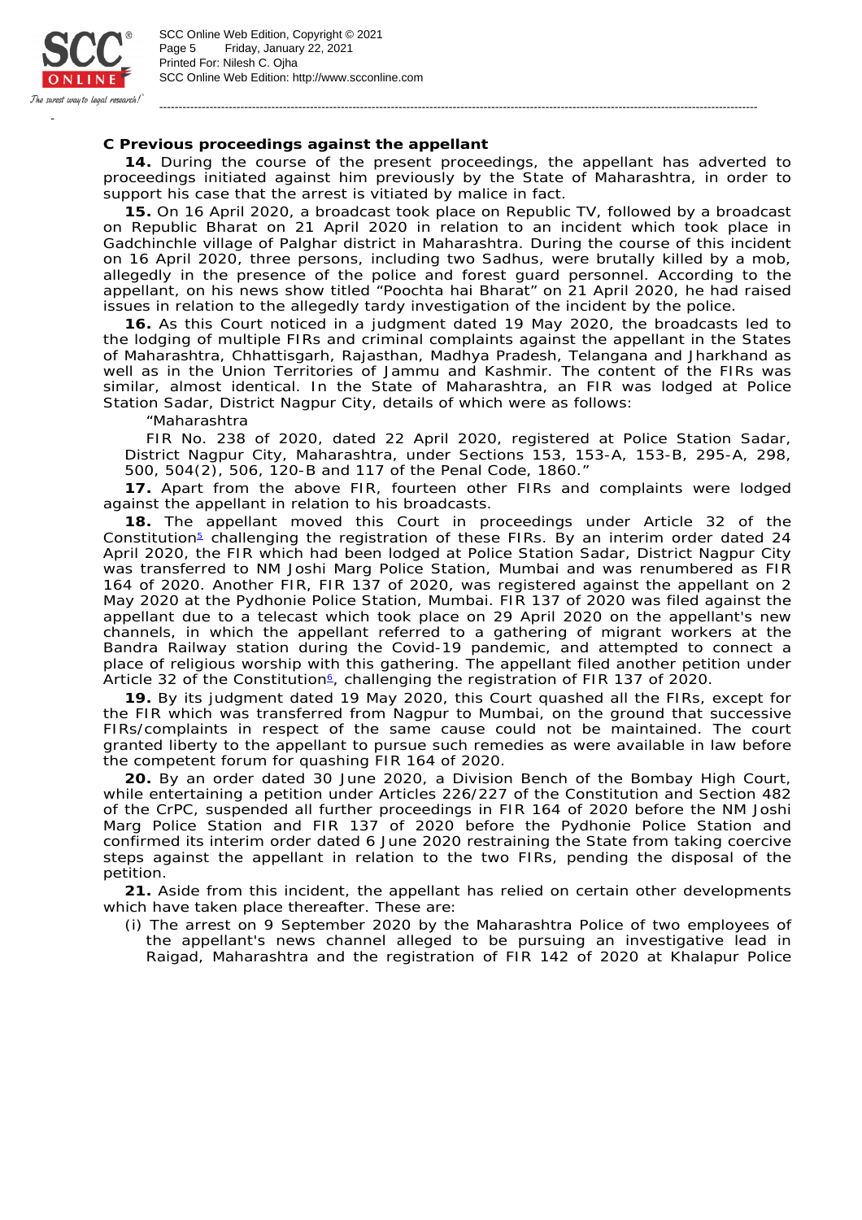### C Previous proceedings against the appellant

**14.** During the course of the present proceedings, the appellant has adverted to proceedings initiated against him previously by the State of Maharashtra, in order to support his case that the arrest is vitiated by malice in fact.

**15.** On 16 April 2020, a broadcast took place on Republic TV, followed by a broadcast on Republic Bharat on 21 April 2020 in relation to an incident which took place in Gadchinchle village of Palghar district in Maharashtra. During the course of this incident on 16 April 2020, three persons, including two Sadhus, were brutally killed by a mob, allegedly in the presence of the police and forest guard personnel. According to the appellant, on his news show titled "Poochta hai Bharat" on 21 April 2020, he had raised issues in relation to the allegedly tardy investigation of the incident by the police.

**16.** As this Court noticed in a judgment dated 19 May 2020, the broadcasts led to the lodging of multiple FIRs and criminal complaints against the appellant in the States of Maharashtra, Chhattisgarh, Rajasthan, Madhya Pradesh, Telangana and Jharkhand as well as in the Union Territories of Jammu and Kashmir. The content of the FIRs was similar, almost identical. In the State of Maharashtra, an FIR was lodged at Police Station Sadar, District Nagpur City, details of which were as follows:

> "Maharashtra
>
> FIR No. 238 of 2020, dated 22 April 2020, registered at Police Station Sadar, District Nagpur City, Maharashtra, under Sections 153, 153-A, 153-B, 295-A, 298, 500, 504(2), 506, 120-B and 117 of the Penal Code, 1860."

**17.** Apart from the above FIR, fourteen other FIRs and complaints were lodged against the appellant in relation to his broadcasts.

**18.** The appellant moved this Court in proceedings under Article 32 of the Constitution[5] challenging the registration of these FIRs. By an interim order dated 24 April 2020, the FIR which had been lodged at Police Station Sadar, District Nagpur City was transferred to NM Joshi Marg Police Station, Mumbai and was renumbered as FIR 164 of 2020. Another FIR, FIR 137 of 2020, was registered against the appellant on 2 May 2020 at the Pydhonie Police Station, Mumbai. FIR 137 of 2020 was filed against the appellant due to a telecast which took place on 29 April 2020 on the appellant's new channels, in which the appellant referred to a gathering of migrant workers at the Bandra Railway station during the Covid-19 pandemic, and attempted to connect a place of religious worship with this gathering. The appellant filed another petition under Article 32 of the Constitution[6], challenging the registration of FIR 137 of 2020.

**19.** By its judgment dated 19 May 2020, this Court quashed all the FIRs, except for the FIR which was transferred from Nagpur to Mumbai, on the ground that successive FIRs/complaints in respect of the same cause could not be maintained. The court granted liberty to the appellant to pursue such remedies as were available in law before the competent forum for quashing FIR 164 of 2020.

**20.** By an order dated 30 June 2020, a Division Bench of the Bombay High Court, while entertaining a petition under Articles 226/227 of the Constitution and Section 482 of the CrPC, suspended all further proceedings in FIR 164 of 2020 before the NM Joshi Marg Police Station and FIR 137 of 2020 before the Pydhonie Police Station and confirmed its interim order dated 6 June 2020 restraining the State from taking coercive steps against the appellant in relation to the two FIRs, pending the disposal of the petition.

**21.** Aside from this incident, the appellant has relied on certain other developments which have taken place thereafter. These are:

(i) The arrest on 9 September 2020 by the Maharashtra Police of two employees of the appellant's news channel alleged to be pursuing an investigative lead in Raigad, Maharashtra and the registration of FIR 142 of 2020 at Khalapur Police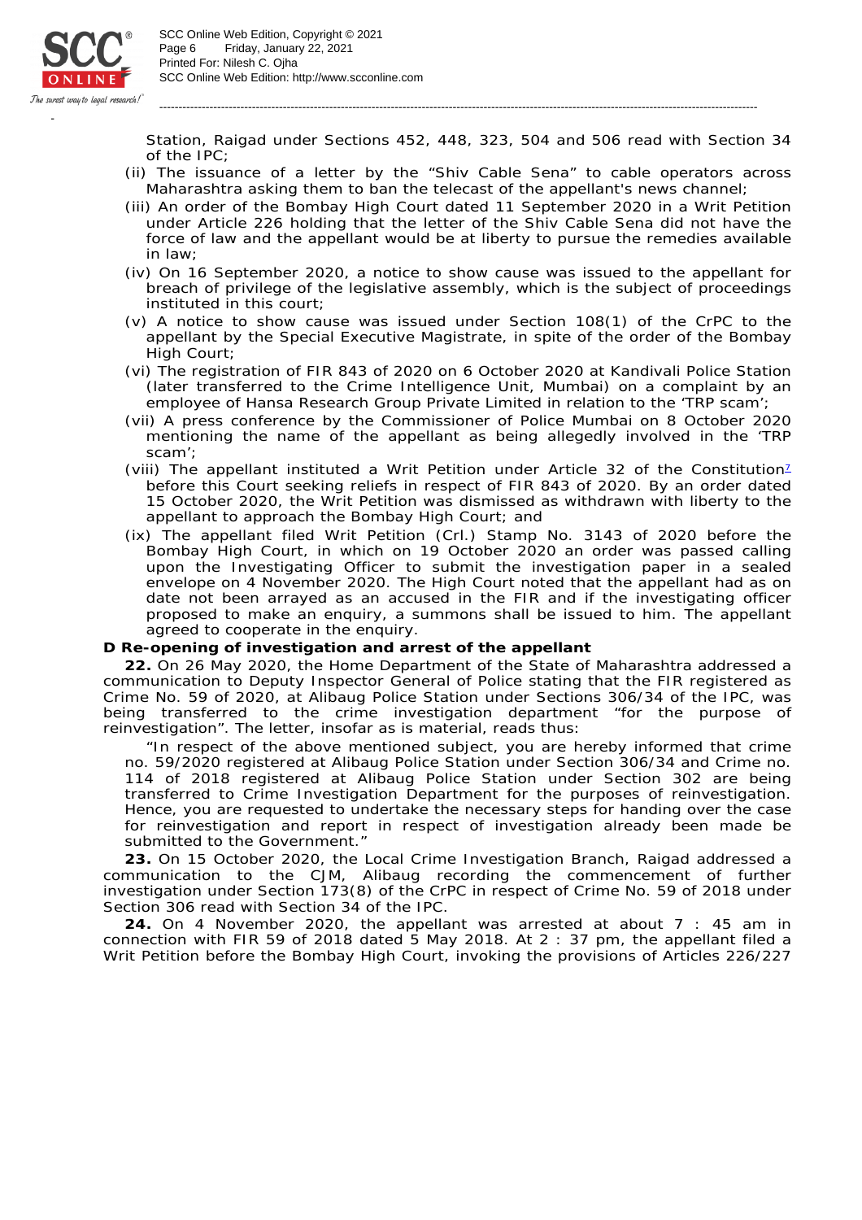Station, Raigad under Sections 452, 448, 323, 504 and 506 read with Section 34 of the IPC;

(ii) The issuance of a letter by the "Shiv Cable Sena" to cable operators across Maharashtra asking them to ban the telecast of the appellant's news channel;

(iii) An order of the Bombay High Court dated 11 September 2020 in a Writ Petition under Article 226 holding that the letter of the Shiv Cable Sena did not have the force of law and the appellant would be at liberty to pursue the remedies available in law;

(iv) On 16 September 2020, a notice to show cause was issued to the appellant for breach of privilege of the legislative assembly, which is the subject of proceedings instituted in this court;

(v) A notice to show cause was issued under Section 108(1) of the CrPC to the appellant by the Special Executive Magistrate, in spite of the order of the Bombay High Court;

(vi) The registration of FIR 843 of 2020 on 6 October 2020 at Kandivali Police Station (later transferred to the Crime Intelligence Unit, Mumbai) on a complaint by an employee of Hansa Research Group Private Limited in relation to the 'TRP scam';

(vii) A press conference by the Commissioner of Police Mumbai on 8 October 2020 mentioning the name of the appellant as being allegedly involved in the 'TRP scam';

(viii) The appellant instituted a Writ Petition under Article 32 of the Constitution[7] before this Court seeking reliefs in respect of FIR 843 of 2020. By an order dated 15 October 2020, the Writ Petition was dismissed as withdrawn with liberty to the appellant to approach the Bombay High Court; and

(ix) The appellant filed Writ Petition (Crl.) Stamp No. 3143 of 2020 before the Bombay High Court, in which on 19 October 2020 an order was passed calling upon the Investigating Officer to submit the investigation paper in a sealed envelope on 4 November 2020. The High Court noted that the appellant had as on date not been arrayed as an accused in the FIR and if the investigating officer proposed to make an enquiry, a summons shall be issued to him. The appellant agreed to cooperate in the enquiry.

**D Re-opening of investigation and arrest of the appellant**

**22.** On 26 May 2020, the Home Department of the State of Maharashtra addressed a communication to Deputy Inspector General of Police stating that the FIR registered as Crime No. 59 of 2020, at Alibaug Police Station under Sections 306/34 of the IPC, was being transferred to the crime investigation department "for the purpose of reinvestigation". The letter, insofar as is material, reads thus:

"In respect of the above mentioned subject, you are hereby informed that crime no. 59/2020 registered at Alibaug Police Station under Section 306/34 and Crime no. 114 of 2018 registered at Alibaug Police Station under Section 302 are being transferred to Crime Investigation Department for the purposes of reinvestigation. Hence, you are requested to undertake the necessary steps for handing over the case for reinvestigation and report in respect of investigation already been made be submitted to the Government."

**23.** On 15 October 2020, the Local Crime Investigation Branch, Raigad addressed a communication to the CJM, Alibaug recording the commencement of further investigation under Section 173(8) of the CrPC in respect of Crime No. 59 of 2018 under Section 306 read with Section 34 of the IPC.

**24.** On 4 November 2020, the appellant was arrested at about 7 : 45 am in connection with FIR 59 of 2018 dated 5 May 2018. At 2 : 37 pm, the appellant filed a Writ Petition before the Bombay High Court, invoking the provisions of Articles 226/227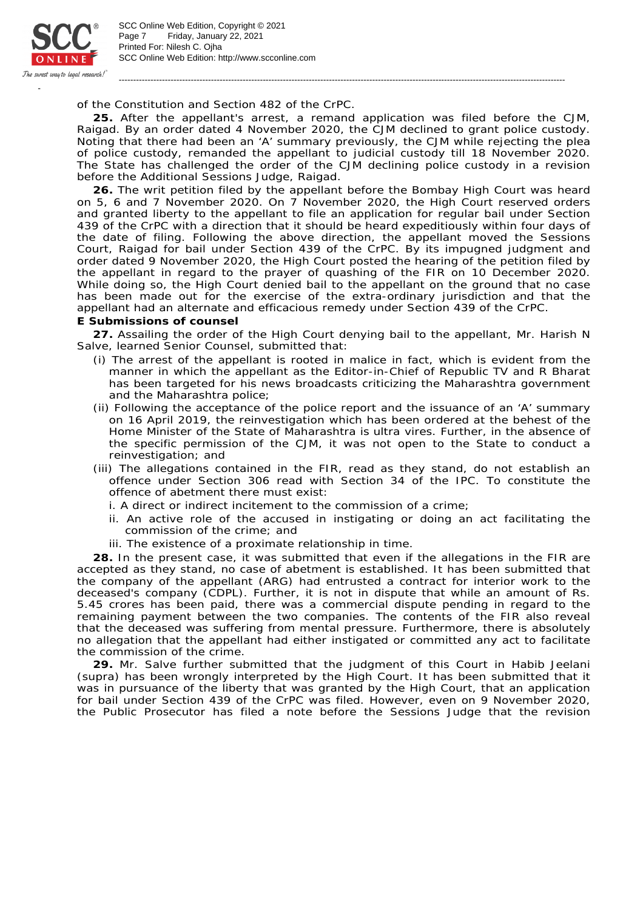of the Constitution and Section 482 of the CrPC.

**25.** After the appellant's arrest, a remand application was filed before the CJM, Raigad. By an order dated 4 November 2020, the CJM declined to grant police custody. Noting that there had been an 'A' summary previously, the CJM while rejecting the plea of police custody, remanded the appellant to judicial custody till 18 November 2020. The State has challenged the order of the CJM declining police custody in a revision before the Additional Sessions Judge, Raigad.

**26.** The writ petition filed by the appellant before the Bombay High Court was heard on 5, 6 and 7 November 2020. On 7 November 2020, the High Court reserved orders and granted liberty to the appellant to file an application for regular bail under Section 439 of the CrPC with a direction that it should be heard expeditiously within four days of the date of filing. Following the above direction, the appellant moved the Sessions Court, Raigad for bail under Section 439 of the CrPC. By its impugned judgment and order dated 9 November 2020, the High Court posted the hearing of the petition filed by the appellant in regard to the prayer of quashing of the FIR on 10 December 2020. While doing so, the High Court denied bail to the appellant on the ground that no case has been made out for the exercise of the extra-ordinary jurisdiction and that the appellant had an alternate and efficacious remedy under Section 439 of the CrPC.

**E Submissions of counsel**

**27.** Assailing the order of the High Court denying bail to the appellant, Mr. Harish N Salve, learned Senior Counsel, submitted that:

(i) The arrest of the appellant is rooted in malice in fact, which is evident from the manner in which the appellant as the Editor-in-Chief of Republic TV and R Bharat has been targeted for his news broadcasts criticizing the Maharashtra government and the Maharashtra police;

(ii) Following the acceptance of the police report and the issuance of an 'A' summary on 16 April 2019, the reinvestigation which has been ordered at the behest of the Home Minister of the State of Maharashtra is ultra vires. Further, in the absence of the specific permission of the CJM, it was not open to the State to conduct a reinvestigation; and

(iii) The allegations contained in the FIR, read as they stand, do not establish an offence under Section 306 read with Section 34 of the IPC. To constitute the offence of abetment there must exist:

i. A direct or indirect incitement to the commission of a crime;

ii. An active role of the accused in instigating or doing an act facilitating the commission of the crime; and

iii. The existence of a proximate relationship in time.

**28.** In the present case, it was submitted that even if the allegations in the FIR are accepted as they stand, no case of abetment is established. It has been submitted that the company of the appellant (ARG) had entrusted a contract for interior work to the deceased's company (CDPL). Further, it is not in dispute that while an amount of Rs. 5.45 crores has been paid, there was a commercial dispute pending in regard to the remaining payment between the two companies. The contents of the FIR also reveal that the deceased was suffering from mental pressure. Furthermore, there is absolutely no allegation that the appellant had either instigated or committed any act to facilitate the commission of the crime.

**29.** Mr. Salve further submitted that the judgment of this Court in Habib Jeelani (supra) has been wrongly interpreted by the High Court. It has been submitted that it was in pursuance of the liberty that was granted by the High Court, that an application for bail under Section 439 of the CrPC was filed. However, even on 9 November 2020, the Public Prosecutor has filed a note before the Sessions Judge that the revision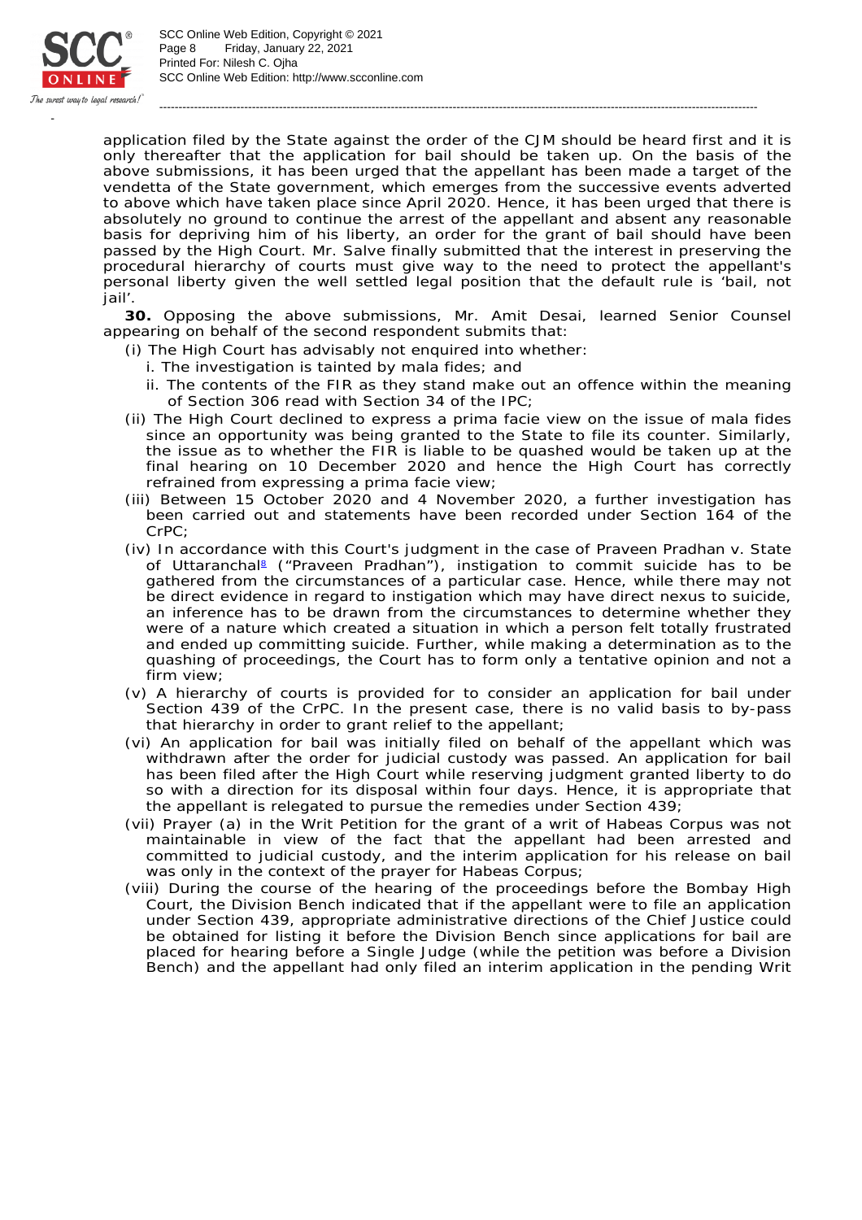application filed by the State against the order of the CJM should be heard first and it is only thereafter that the application for bail should be taken up. On the basis of the above submissions, it has been urged that the appellant has been made a target of the vendetta of the State government, which emerges from the successive events adverted to above which have taken place since April 2020. Hence, it has been urged that there is absolutely no ground to continue the arrest of the appellant and absent any reasonable basis for depriving him of his liberty, an order for the grant of bail should have been passed by the High Court. Mr. Salve finally submitted that the interest in preserving the procedural hierarchy of courts must give way to the need to protect the appellant's personal liberty given the well settled legal position that the default rule is 'bail, not jail'.

**30.** Opposing the above submissions, Mr. Amit Desai, learned Senior Counsel appearing on behalf of the second respondent submits that:

(i) The High Court has advisably not enquired into whether:

  i. The investigation is tainted by mala fides; and

  ii. The contents of the FIR as they stand make out an offence within the meaning of Section 306 read with Section 34 of the IPC;

(ii) The High Court declined to express a prima facie view on the issue of mala fides since an opportunity was being granted to the State to file its counter. Similarly, the issue as to whether the FIR is liable to be quashed would be taken up at the final hearing on 10 December 2020 and hence the High Court has correctly refrained from expressing a prima facie view;

(iii) Between 15 October 2020 and 4 November 2020, a further investigation has been carried out and statements have been recorded under Section 164 of the CrPC;

(iv) In accordance with this Court's judgment in the case of Praveen Pradhan v. State of Uttaranchal[8] ("Praveen Pradhan"), instigation to commit suicide has to be gathered from the circumstances of a particular case. Hence, while there may not be direct evidence in regard to instigation which may have direct nexus to suicide, an inference has to be drawn from the circumstances to determine whether they were of a nature which created a situation in which a person felt totally frustrated and ended up committing suicide. Further, while making a determination as to the quashing of proceedings, the Court has to form only a tentative opinion and not a firm view;

(v) A hierarchy of courts is provided for to consider an application for bail under Section 439 of the CrPC. In the present case, there is no valid basis to by-pass that hierarchy in order to grant relief to the appellant;

(vi) An application for bail was initially filed on behalf of the appellant which was withdrawn after the order for judicial custody was passed. An application for bail has been filed after the High Court while reserving judgment granted liberty to do so with a direction for its disposal within four days. Hence, it is appropriate that the appellant is relegated to pursue the remedies under Section 439;

(vii) Prayer (a) in the Writ Petition for the grant of a writ of Habeas Corpus was not maintainable in view of the fact that the appellant had been arrested and committed to judicial custody, and the interim application for his release on bail was only in the context of the prayer for Habeas Corpus;

(viii) During the course of the hearing of the proceedings before the Bombay High Court, the Division Bench indicated that if the appellant were to file an application under Section 439, appropriate administrative directions of the Chief Justice could be obtained for listing it before the Division Bench since applications for bail are placed for hearing before a Single Judge (while the petition was before a Division Bench) and the appellant had only filed an interim application in the pending Writ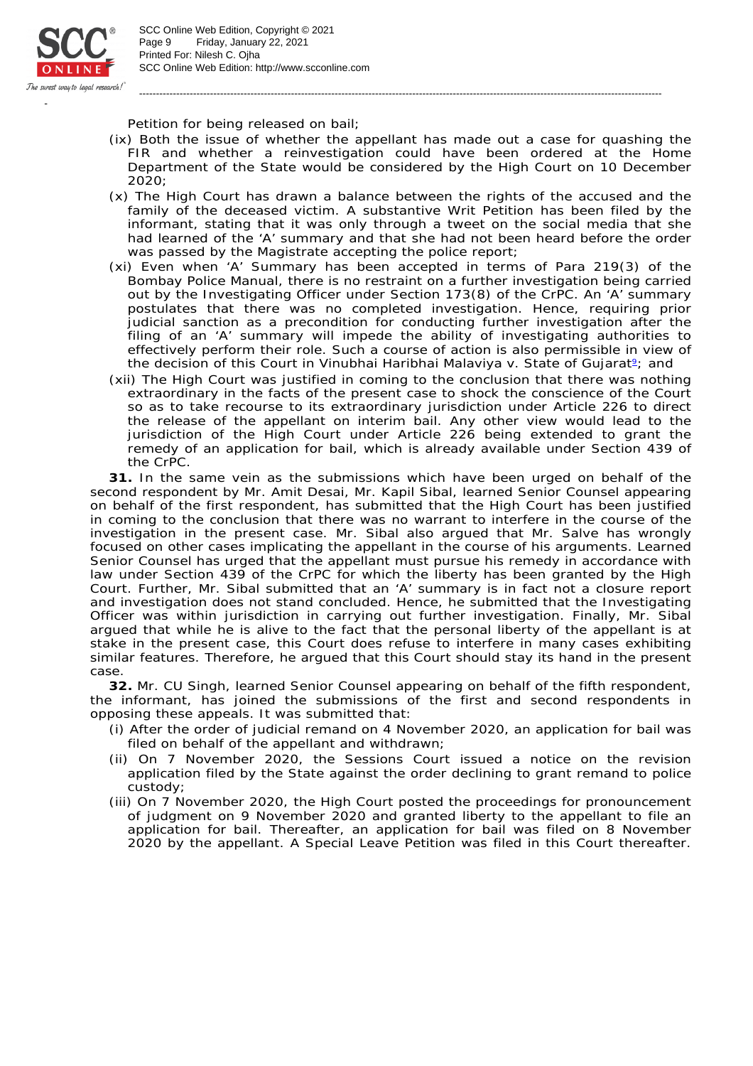Petition for being released on bail;

(ix) Both the issue of whether the appellant has made out a case for quashing the FIR and whether a reinvestigation could have been ordered at the Home Department of the State would be considered by the High Court on 10 December 2020;

(x) The High Court has drawn a balance between the rights of the accused and the family of the deceased victim. A substantive Writ Petition has been filed by the informant, stating that it was only through a tweet on the social media that she had learned of the 'A' summary and that she had not been heard before the order was passed by the Magistrate accepting the police report;

(xi) Even when 'A' Summary has been accepted in terms of Para 219(3) of the Bombay Police Manual, there is no restraint on a further investigation being carried out by the Investigating Officer under Section 173(8) of the CrPC. An 'A' summary postulates that there was no completed investigation. Hence, requiring prior judicial sanction as a precondition for conducting further investigation after the filing of an 'A' summary will impede the ability of investigating authorities to effectively perform their role. Such a course of action is also permissible in view of the decision of this Court in *Vinubhai Haribhai Malaviya* v. *State of Gujarat*[9]; and

(xii) The High Court was justified in coming to the conclusion that there was nothing extraordinary in the facts of the present case to shock the conscience of the Court so as to take recourse to its extraordinary jurisdiction under Article 226 to direct the release of the appellant on interim bail. Any other view would lead to the jurisdiction of the High Court under Article 226 being extended to grant the remedy of an application for bail, which is already available under Section 439 of the CrPC.

**31.** In the same vein as the submissions which have been urged on behalf of the second respondent by Mr. Amit Desai, Mr. Kapil Sibal, learned Senior Counsel appearing on behalf of the first respondent, has submitted that the High Court has been justified in coming to the conclusion that there was no warrant to interfere in the course of the investigation in the present case. Mr. Sibal also argued that Mr. Salve has wrongly focused on other cases implicating the appellant in the course of his arguments. Learned Senior Counsel has urged that the appellant must pursue his remedy in accordance with law under Section 439 of the CrPC for which the liberty has been granted by the High Court. Further, Mr. Sibal submitted that an 'A' summary is in fact not a closure report and investigation does not stand concluded. Hence, he submitted that the Investigating Officer was within jurisdiction in carrying out further investigation. Finally, Mr. Sibal argued that while he is alive to the fact that the personal liberty of the appellant is at stake in the present case, this Court does refuse to interfere in many cases exhibiting similar features. Therefore, he argued that this Court should stay its hand in the present case.

**32.** Mr. CU Singh, learned Senior Counsel appearing on behalf of the fifth respondent, the informant, has joined the submissions of the first and second respondents in opposing these appeals. It was submitted that:

(i) After the order of judicial remand on 4 November 2020, an application for bail was filed on behalf of the appellant and withdrawn;

(ii) On 7 November 2020, the Sessions Court issued a notice on the revision application filed by the State against the order declining to grant remand to police custody;

(iii) On 7 November 2020, the High Court posted the proceedings for pronouncement of judgment on 9 November 2020 and granted liberty to the appellant to file an application for bail. Thereafter, an application for bail was filed on 8 November 2020 by the appellant. A Special Leave Petition was filed in this Court thereafter.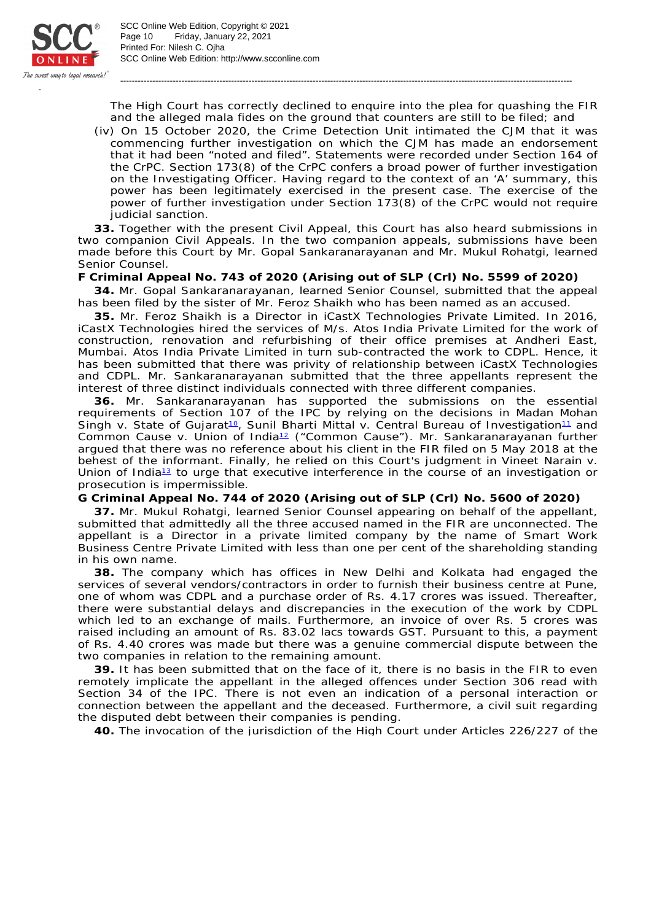The High Court has correctly declined to enquire into the plea for quashing the FIR and the alleged mala fides on the ground that counters are still to be filed; and

(iv) On 15 October 2020, the Crime Detection Unit intimated the CJM that it was commencing further investigation on which the CJM has made an endorsement that it had been "noted and filed". Statements were recorded under Section 164 of the CrPC. Section 173(8) of the CrPC confers a broad power of further investigation on the Investigating Officer. Having regard to the context of an 'A' summary, this power has been legitimately exercised in the present case. The exercise of the power of further investigation under Section 173(8) of the CrPC would not require judicial sanction.

**33.** Together with the present Civil Appeal, this Court has also heard submissions in two companion Civil Appeals. In the two companion appeals, submissions have been made before this Court by Mr. Gopal Sankaranarayanan and Mr. Mukul Rohatgi, learned Senior Counsel.

**F Criminal Appeal No. 743 of 2020 (Arising out of SLP (Crl) No. 5599 of 2020)**

**34.** Mr. Gopal Sankaranarayanan, learned Senior Counsel, submitted that the appeal has been filed by the sister of Mr. Feroz Shaikh who has been named as an accused.

**35.** Mr. Feroz Shaikh is a Director in iCastX Technologies Private Limited. In 2016, iCastX Technologies hired the services of M/s. Atos India Private Limited for the work of construction, renovation and refurbishing of their office premises at Andheri East, Mumbai. Atos India Private Limited in turn sub-contracted the work to CDPL. Hence, it has been submitted that there was privity of relationship between iCastX Technologies and CDPL. Mr. Sankaranarayanan submitted that the three appellants represent the interest of three distinct individuals connected with three different companies.

**36.** Mr. Sankaranarayanan has supported the submissions on the essential requirements of Section 107 of the IPC by relying on the decisions in *Madan Mohan Singh* v. *State of Gujarat*[10], *Sunil Bharti Mittal* v. *Central Bureau of Investigation*[11] and *Common Cause* v. *Union of India*[12] ("*Common Cause*"). Mr. Sankaranarayanan further argued that there was no reference about his client in the FIR filed on 5 May 2018 at the behest of the informant. Finally, he relied on this Court's judgment in *Vineet Narain* v. *Union of India*[13] to urge that executive interference in the course of an investigation or prosecution is impermissible.

**G Criminal Appeal No. 744 of 2020 (Arising out of SLP (Crl) No. 5600 of 2020)**

**37.** Mr. Mukul Rohatgi, learned Senior Counsel appearing on behalf of the appellant, submitted that admittedly all the three accused named in the FIR are unconnected. The appellant is a Director in a private limited company by the name of Smart Work Business Centre Private Limited with less than one per cent of the shareholding standing in his own name.

**38.** The company which has offices in New Delhi and Kolkata had engaged the services of several vendors/contractors in order to furnish their business centre at Pune, one of whom was CDPL and a purchase order of Rs. 4.17 crores was issued. Thereafter, there were substantial delays and discrepancies in the execution of the work by CDPL which led to an exchange of mails. Furthermore, an invoice of over Rs. 5 crores was raised including an amount of Rs. 83.02 lacs towards GST. Pursuant to this, a payment of Rs. 4.40 crores was made but there was a genuine commercial dispute between the two companies in relation to the remaining amount.

**39.** It has been submitted that on the face of it, there is no basis in the FIR to even remotely implicate the appellant in the alleged offences under Section 306 read with Section 34 of the IPC. There is not even an indication of a personal interaction or connection between the appellant and the deceased. Furthermore, a civil suit regarding the disputed debt between their companies is pending.

**40.** The invocation of the jurisdiction of the High Court under Articles 226/227 of the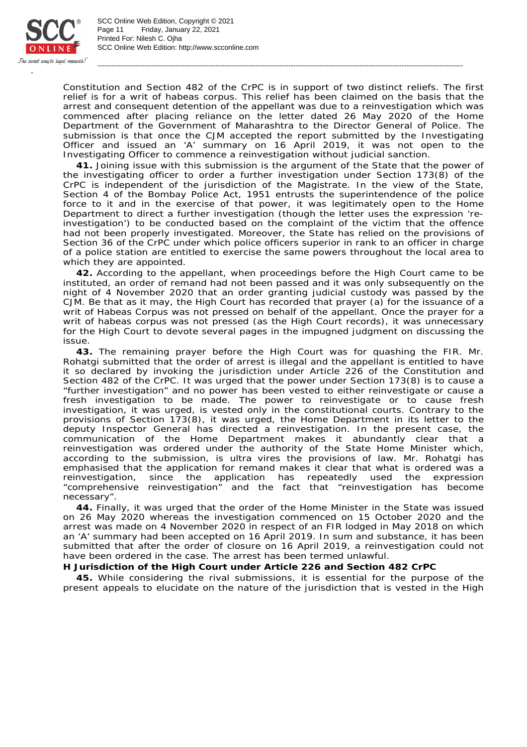Constitution and Section 482 of the CrPC is in support of two distinct reliefs. The first relief is for a writ of habeas corpus. This relief has been claimed on the basis that the arrest and consequent detention of the appellant was due to a reinvestigation which was commenced after placing reliance on the letter dated 26 May 2020 of the Home Department of the Government of Maharashtra to the Director General of Police. The submission is that once the CJM accepted the report submitted by the Investigating Officer and issued an 'A' summary on 16 April 2019, it was not open to the Investigating Officer to commence a reinvestigation without judicial sanction.

**41.** Joining issue with this submission is the argument of the State that the power of the investigating officer to order a further investigation under Section 173(8) of the CrPC is independent of the jurisdiction of the Magistrate. In the view of the State, Section 4 of the Bombay Police Act, 1951 entrusts the superintendence of the police force to it and in the exercise of that power, it was legitimately open to the Home Department to direct a further investigation (though the letter uses the expression 're-investigation') to be conducted based on the complaint of the victim that the offence had not been properly investigated. Moreover, the State has relied on the provisions of Section 36 of the CrPC under which police officers superior in rank to an officer in charge of a police station are entitled to exercise the same powers throughout the local area to which they are appointed.

**42.** According to the appellant, when proceedings before the High Court came to be instituted, an order of remand had not been passed and it was only subsequently on the night of 4 November 2020 that an order granting judicial custody was passed by the CJM. Be that as it may, the High Court has recorded that prayer (a) for the issuance of a writ of Habeas Corpus was not pressed on behalf of the appellant. Once the prayer for a writ of habeas corpus was not pressed (as the High Court records), it was unnecessary for the High Court to devote several pages in the impugned judgment on discussing the issue.

**43.** The remaining prayer before the High Court was for quashing the FIR. Mr. Rohatgi submitted that the order of arrest is illegal and the appellant is entitled to have it so declared by invoking the jurisdiction under Article 226 of the Constitution and Section 482 of the CrPC. It was urged that the power under Section 173(8) is to cause a "further investigation" and no power has been vested to either reinvestigate or cause a fresh investigation to be made. The power to reinvestigate or to cause fresh investigation, it was urged, is vested only in the constitutional courts. Contrary to the provisions of Section 173(8), it was urged, the Home Department in its letter to the deputy Inspector General has directed a reinvestigation. In the present case, the communication of the Home Department makes it abundantly clear that a reinvestigation was ordered under the authority of the State Home Minister which, according to the submission, is ultra vires the provisions of law. Mr. Rohatgi has emphasised that the application for remand makes it clear that what is ordered was a reinvestigation, since the application has repeatedly used the expression "comprehensive reinvestigation" and the fact that "reinvestigation has become necessary".

**44.** Finally, it was urged that the order of the Home Minister in the State was issued on 26 May 2020 whereas the investigation commenced on 15 October 2020 and the arrest was made on 4 November 2020 in respect of an FIR lodged in May 2018 on which an 'A' summary had been accepted on 16 April 2019. In sum and substance, it has been submitted that after the order of closure on 16 April 2019, a reinvestigation could not have been ordered in the case. The arrest has been termed unlawful.

**H Jurisdiction of the High Court under Article 226 and Section 482 CrPC**

**45.** While considering the rival submissions, it is essential for the purpose of the present appeals to elucidate on the nature of the jurisdiction that is vested in the High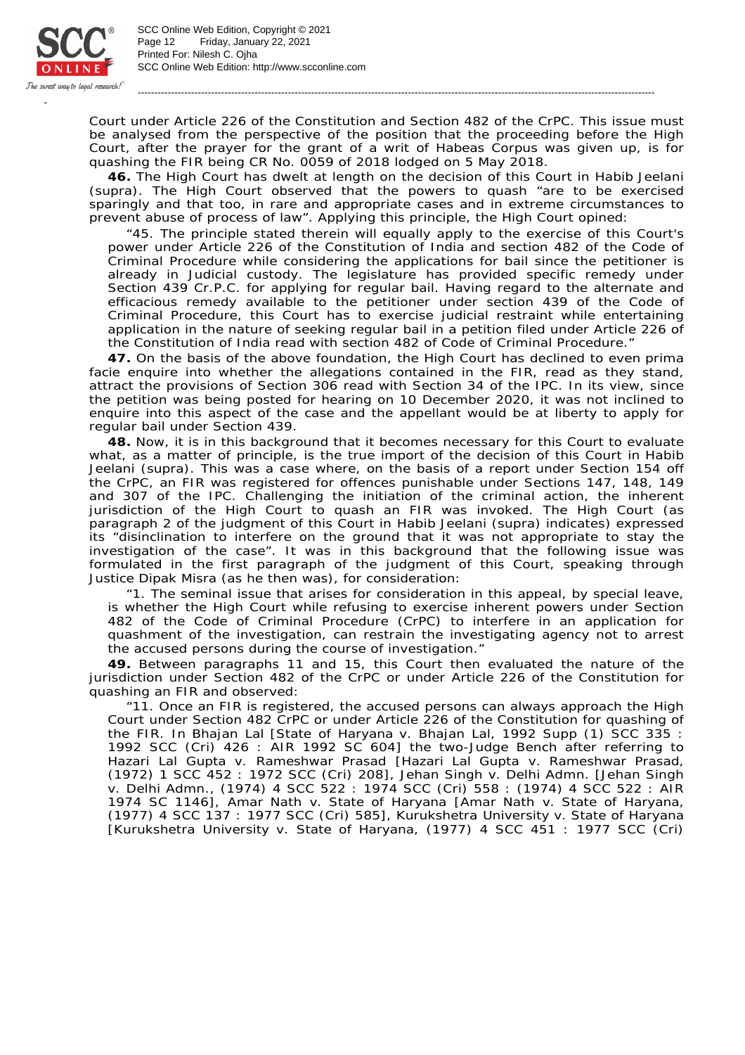Court under Article 226 of the Constitution and Section 482 of the CrPC. This issue must be analysed from the perspective of the position that the proceeding before the High Court, after the prayer for the grant of a writ of Habeas Corpus was given up, is for quashing the FIR being CR No. 0059 of 2018 lodged on 5 May 2018.

**46.** The High Court has dwelt at length on the decision of this Court in Habib Jeelani (supra). The High Court observed that the powers to quash "are to be exercised sparingly and that too, in rare and appropriate cases and in extreme circumstances to prevent abuse of process of law". Applying this principle, the High Court opined:

> "45. The principle stated therein will equally apply to the exercise of this Court's power under Article 226 of the Constitution of India and section 482 of the Code of Criminal Procedure while considering the applications for bail since the petitioner is already in Judicial custody. The legislature has provided specific remedy under Section 439 Cr.P.C. for applying for regular bail. Having regard to the alternate and efficacious remedy available to the petitioner under section 439 of the Code of Criminal Procedure, this Court has to exercise judicial restraint while entertaining application in the nature of seeking regular bail in a petition filed under Article 226 of the Constitution of India read with section 482 of Code of Criminal Procedure."

**47.** On the basis of the above foundation, the High Court has declined to even prima facie enquire into whether the allegations contained in the FIR, read as they stand, attract the provisions of Section 306 read with Section 34 of the IPC. In its view, since the petition was being posted for hearing on 10 December 2020, it was not inclined to enquire into this aspect of the case and the appellant would be at liberty to apply for regular bail under Section 439.

**48.** Now, it is in this background that it becomes necessary for this Court to evaluate what, as a matter of principle, is the true import of the decision of this Court in Habib Jeelani (supra). This was a case where, on the basis of a report under Section 154 off the CrPC, an FIR was registered for offences punishable under Sections 147, 148, 149 and 307 of the IPC. Challenging the initiation of the criminal action, the inherent jurisdiction of the High Court to quash an FIR was invoked. The High Court (as paragraph 2 of the judgment of this Court in Habib Jeelani (supra) indicates) expressed its "disinclination to interfere on the ground that it was not appropriate to stay the investigation of the case". It was in this background that the following issue was formulated in the first paragraph of the judgment of this Court, speaking through Justice Dipak Misra (as he then was), for consideration:

> "1. The seminal issue that arises for consideration in this appeal, by special leave, is whether the High Court while refusing to exercise inherent powers under Section 482 of the Code of Criminal Procedure (CrPC) to interfere in an application for quashment of the investigation, can restrain the investigating agency not to arrest the accused persons during the course of investigation."

**49.** Between paragraphs 11 and 15, this Court then evaluated the nature of the jurisdiction under Section 482 of the CrPC or under Article 226 of the Constitution for quashing an FIR and observed:

> "11. Once an FIR is registered, the accused persons can always approach the High Court under Section 482 CrPC or under Article 226 of the Constitution for quashing of the FIR. In Bhajan Lal [State of Haryana v. Bhajan Lal, 1992 Supp (1) SCC 335 : 1992 SCC (Cri) 426 : AIR 1992 SC 604] the two-Judge Bench after referring to Hazari Lal Gupta v. Rameshwar Prasad [Hazari Lal Gupta v. Rameshwar Prasad, (1972) 1 SCC 452 : 1972 SCC (Cri) 208], Jehan Singh v. Delhi Admn. [Jehan Singh v. Delhi Admn., (1974) 4 SCC 522 : 1974 SCC (Cri) 558 : (1974) 4 SCC 522 : AIR 1974 SC 1146], Amar Nath v. State of Haryana [Amar Nath v. State of Haryana, (1977) 4 SCC 137 : 1977 SCC (Cri) 585], Kurukshetra University v. State of Haryana [Kurukshetra University v. State of Haryana, (1977) 4 SCC 451 : 1977 SCC (Cri)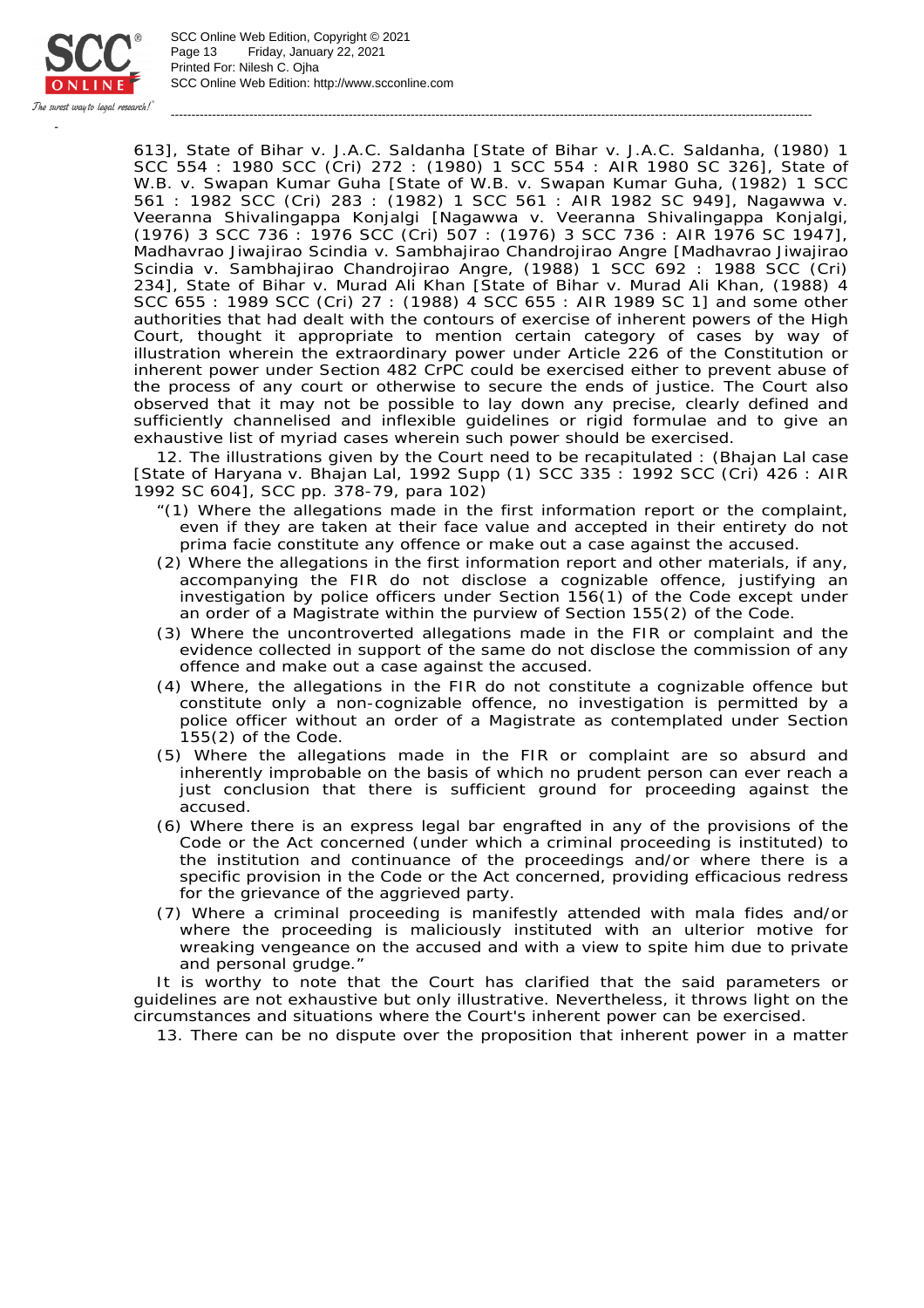613], State of Bihar v. J.A.C. Saldanha [State of Bihar v. J.A.C. Saldanha, (1980) 1 SCC 554 : 1980 SCC (Cri) 272 : (1980) 1 SCC 554 : AIR 1980 SC 326], State of W.B. v. Swapan Kumar Guha [State of W.B. v. Swapan Kumar Guha, (1982) 1 SCC 561 : 1982 SCC (Cri) 283 : (1982) 1 SCC 561 : AIR 1982 SC 949], Nagawwa v. Veeranna Shivalingappa Konjalgi [Nagawwa v. Veeranna Shivalingappa Konjalgi, (1976) 3 SCC 736 : 1976 SCC (Cri) 507 : (1976) 3 SCC 736 : AIR 1976 SC 1947], Madhavrao Jiwajirao Scindia v. Sambhajirao Chandrojirao Angre [Madhavrao Jiwajirao Scindia v. Sambhajirao Chandrojirao Angre, (1988) 1 SCC 692 : 1988 SCC (Cri) 234], State of Bihar v. Murad Ali Khan [State of Bihar v. Murad Ali Khan, (1988) 4 SCC 655 : 1989 SCC (Cri) 27 : (1988) 4 SCC 655 : AIR 1989 SC 1] and some other authorities that had dealt with the contours of exercise of inherent powers of the High Court, thought it appropriate to mention certain category of cases by way of illustration wherein the extraordinary power under Article 226 of the Constitution or inherent power under Section 482 CrPC could be exercised either to prevent abuse of the process of any court or otherwise to secure the ends of justice. The Court also observed that it may not be possible to lay down any precise, clearly defined and sufficiently channelised and inflexible guidelines or rigid formulae and to give an exhaustive list of myriad cases wherein such power should be exercised.

12. The illustrations given by the Court need to be recapitulated : (Bhajan Lal case [State of Haryana v. Bhajan Lal, 1992 Supp (1) SCC 335 : 1992 SCC (Cri) 426 : AIR 1992 SC 604], SCC pp. 378-79, para 102)

> "(1) Where the allegations made in the first information report or the complaint, even if they are taken at their face value and accepted in their entirety do not prima facie constitute any offence or make out a case against the accused.
>
> (2) Where the allegations in the first information report and other materials, if any, accompanying the FIR do not disclose a cognizable offence, justifying an investigation by police officers under Section 156(1) of the Code except under an order of a Magistrate within the purview of Section 155(2) of the Code.
>
> (3) Where the uncontroverted allegations made in the FIR or complaint and the evidence collected in support of the same do not disclose the commission of any offence and make out a case against the accused.
>
> (4) Where, the allegations in the FIR do not constitute a cognizable offence but constitute only a non-cognizable offence, no investigation is permitted by a police officer without an order of a Magistrate as contemplated under Section 155(2) of the Code.
>
> (5) Where the allegations made in the FIR or complaint are so absurd and inherently improbable on the basis of which no prudent person can ever reach a just conclusion that there is sufficient ground for proceeding against the accused.
>
> (6) Where there is an express legal bar engrafted in any of the provisions of the Code or the Act concerned (under which a criminal proceeding is instituted) to the institution and continuance of the proceedings and/or where there is a specific provision in the Code or the Act concerned, providing efficacious redress for the grievance of the aggrieved party.
>
> (7) Where a criminal proceeding is manifestly attended with mala fides and/or where the proceeding is maliciously instituted with an ulterior motive for wreaking vengeance on the accused and with a view to spite him due to private and personal grudge."

It is worthy to note that the Court has clarified that the said parameters or guidelines are not exhaustive but only illustrative. Nevertheless, it throws light on the circumstances and situations where the Court's inherent power can be exercised.

13. There can be no dispute over the proposition that inherent power in a matter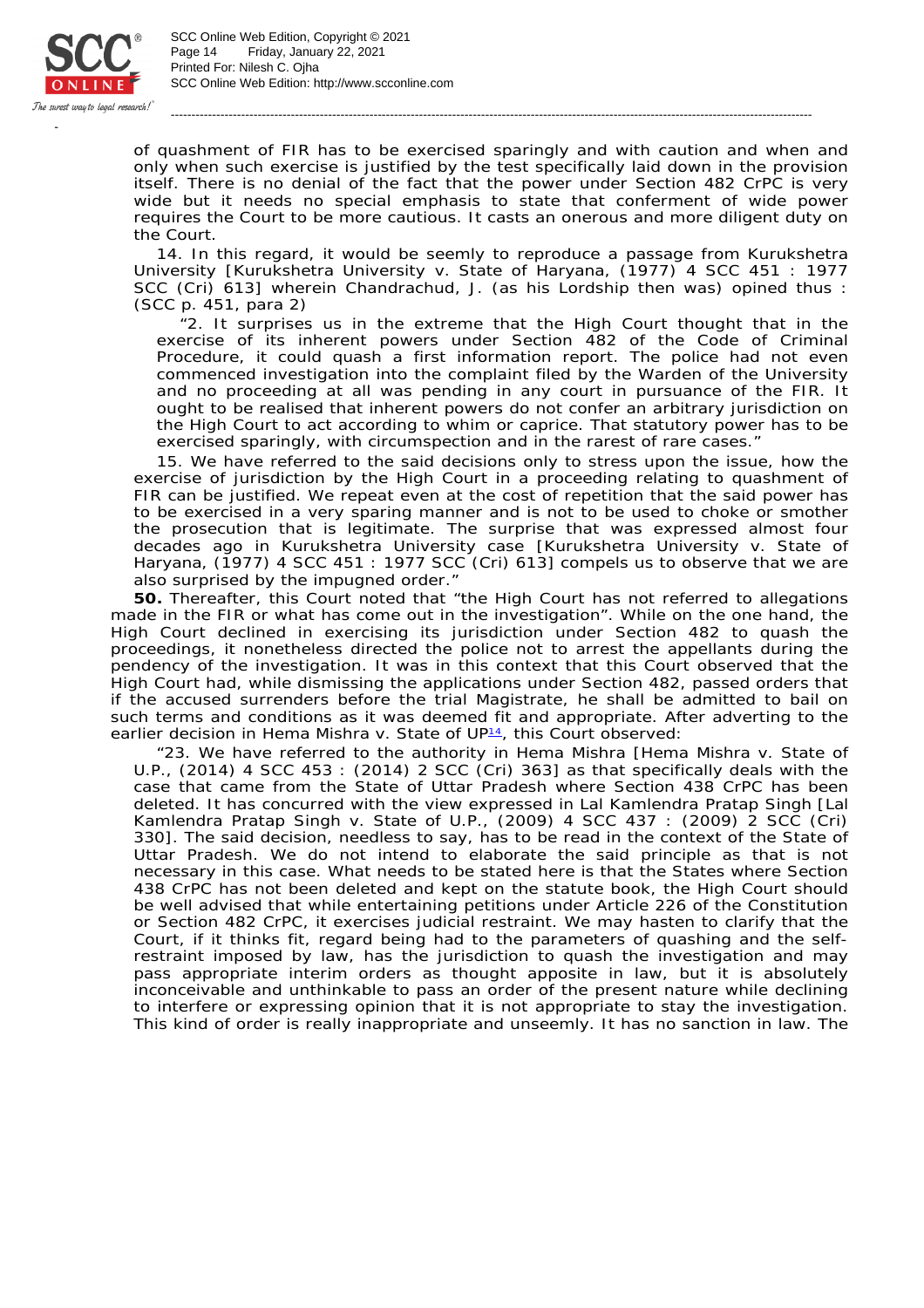of quashment of FIR has to be exercised sparingly and with caution and when and only when such exercise is justified by the test specifically laid down in the provision itself. There is no denial of the fact that the power under Section 482 CrPC is very wide but it needs no special emphasis to state that conferment of wide power requires the Court to be more cautious. It casts an onerous and more diligent duty on the Court.

14. In this regard, it would be seemly to reproduce a passage from Kurukshetra University [Kurukshetra University v. State of Haryana, (1977) 4 SCC 451 : 1977 SCC (Cri) 613] wherein Chandrachud, J. (as his Lordship then was) opined thus : (SCC p. 451, para 2)

> "2. It surprises us in the extreme that the High Court thought that in the exercise of its inherent powers under Section 482 of the Code of Criminal Procedure, it could quash a first information report. The police had not even commenced investigation into the complaint filed by the Warden of the University and no proceeding at all was pending in any court in pursuance of the FIR. It ought to be realised that inherent powers do not confer an arbitrary jurisdiction on the High Court to act according to whim or caprice. That statutory power has to be exercised sparingly, with circumspection and in the rarest of rare cases."

15. We have referred to the said decisions only to stress upon the issue, how the exercise of jurisdiction by the High Court in a proceeding relating to quashment of FIR can be justified. We repeat even at the cost of repetition that the said power has to be exercised in a very sparing manner and is not to be used to choke or smother the prosecution that is legitimate. The surprise that was expressed almost four decades ago in Kurukshetra University case [Kurukshetra University v. State of Haryana, (1977) 4 SCC 451 : 1977 SCC (Cri) 613] compels us to observe that we are also surprised by the impugned order."

**50.** Thereafter, this Court noted that "the High Court has not referred to allegations made in the FIR or what has come out in the investigation". While on the one hand, the High Court declined in exercising its jurisdiction under Section 482 to quash the proceedings, it nonetheless directed the police not to arrest the appellants during the pendency of the investigation. It was in this context that this Court observed that the High Court had, while dismissing the applications under Section 482, passed orders that if the accused surrenders before the trial Magistrate, he shall be admitted to bail on such terms and conditions as it was deemed fit and appropriate. After adverting to the earlier decision in Hema Mishra v. State of UP[14], this Court observed:

> "23. We have referred to the authority in Hema Mishra [Hema Mishra v. State of U.P., (2014) 4 SCC 453 : (2014) 2 SCC (Cri) 363] as that specifically deals with the case that came from the State of Uttar Pradesh where Section 438 CrPC has been deleted. It has concurred with the view expressed in Lal Kamlendra Pratap Singh [Lal Kamlendra Pratap Singh v. State of U.P., (2009) 4 SCC 437 : (2009) 2 SCC (Cri) 330]. The said decision, needless to say, has to be read in the context of the State of Uttar Pradesh. We do not intend to elaborate the said principle as that is not necessary in this case. What needs to be stated here is that the States where Section 438 CrPC has not been deleted and kept on the statute book, the High Court should be well advised that while entertaining petitions under Article 226 of the Constitution or Section 482 CrPC, it exercises judicial restraint. We may hasten to clarify that the Court, if it thinks fit, regard being had to the parameters of quashing and the self-restraint imposed by law, has the jurisdiction to quash the investigation and may pass appropriate interim orders as thought apposite in law, but it is absolutely inconceivable and unthinkable to pass an order of the present nature while declining to interfere or expressing opinion that it is not appropriate to stay the investigation. This kind of order is really inappropriate and unseemly. It has no sanction in law. The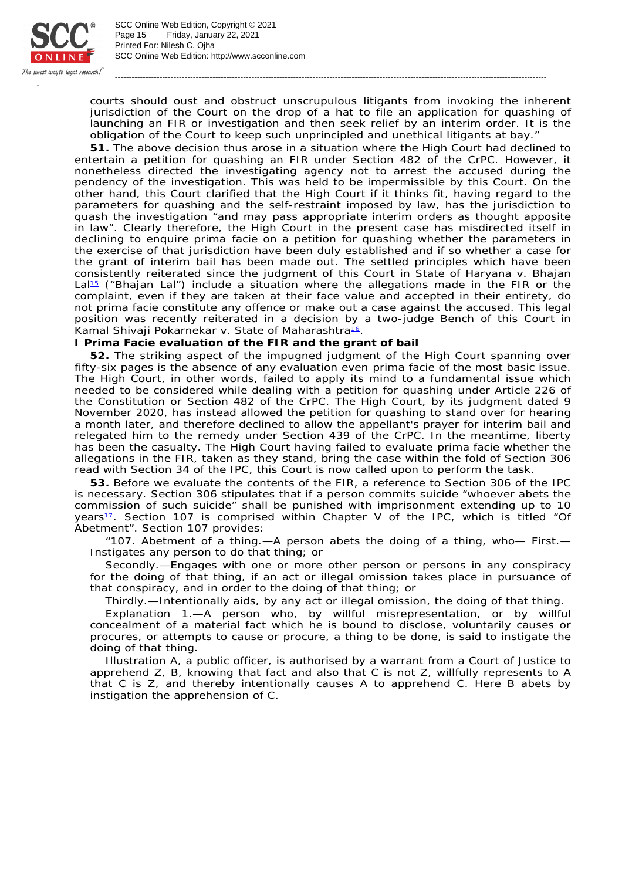courts should oust and obstruct unscrupulous litigants from invoking the inherent jurisdiction of the Court on the drop of a hat to file an application for quashing of launching an FIR or investigation and then seek relief by an interim order. It is the obligation of the Court to keep such unprincipled and unethical litigants at bay."

**51.** The above decision thus arose in a situation where the High Court had declined to entertain a petition for quashing an FIR under Section 482 of the CrPC. However, it nonetheless directed the investigating agency not to arrest the accused during the pendency of the investigation. This was held to be impermissible by this Court. On the other hand, this Court clarified that the High Court if it thinks fit, having regard to the parameters for quashing and the self-restraint imposed by law, has the jurisdiction to quash the investigation "and may pass appropriate interim orders as thought apposite in law". Clearly therefore, the High Court in the present case has misdirected itself in declining to enquire prima facie on a petition for quashing whether the parameters in the exercise of that jurisdiction have been duly established and if so whether a case for the grant of interim bail has been made out. The settled principles which have been consistently reiterated since the judgment of this Court in *State of Haryana* v. *Bhajan Lal*[15] ("*Bhajan Lal*") include a situation where the allegations made in the FIR or the complaint, even if they are taken at their face value and accepted in their entirety, do not prima facie constitute any offence or make out a case against the accused. This legal position was recently reiterated in a decision by a two-judge Bench of this Court in *Kamal Shivaji Pokarnekar* v. *State of Maharashtra*[16].

**I Prima Facie evaluation of the FIR and the grant of bail**

**52.** The striking aspect of the impugned judgment of the High Court spanning over fifty-six pages is the absence of any evaluation even prima facie of the most basic issue. The High Court, in other words, failed to apply its mind to a fundamental issue which needed to be considered while dealing with a petition for quashing under Article 226 of the Constitution or Section 482 of the CrPC. The High Court, by its judgment dated 9 November 2020, has instead allowed the petition for quashing to stand over for hearing a month later, and therefore declined to allow the appellant's prayer for interim bail and relegated him to the remedy under Section 439 of the CrPC. In the meantime, liberty has been the casualty. The High Court having failed to evaluate prima facie whether the allegations in the FIR, taken as they stand, bring the case within the fold of Section 306 read with Section 34 of the IPC, this Court is now called upon to perform the task.

**53.** Before we evaluate the contents of the FIR, a reference to Section 306 of the IPC is necessary. Section 306 stipulates that if a person commits suicide "whoever abets the commission of such suicide" shall be punished with imprisonment extending up to 10 years[17]. Section 107 is comprised within Chapter V of the IPC, which is titled "Of Abetment". Section 107 provides:

"107. *Abetment of a thing*.—A person abets the doing of a thing, who— *First*.—Instigates any person to do that thing; or

*Secondly*.—Engages with one or more other person or persons in any conspiracy for the doing of that thing, if an act or illegal omission takes place in pursuance of that conspiracy, and in order to the doing of that thing; or

*Thirdly*.—Intentionally aids, by any act or illegal omission, the doing of that thing.

*Explanation* 1.—A person who, by willful misrepresentation, or by willful concealment of a material fact which he is bound to disclose, voluntarily causes or procures, or attempts to cause or procure, a thing to be done, is said to instigate the doing of that thing.

*Illustration* A, a public officer, is authorised by a warrant from a Court of Justice to apprehend Z, B, knowing that fact and also that C is not Z, willfully represents to A that C is Z, and thereby intentionally causes A to apprehend C. Here B abets by instigation the apprehension of C.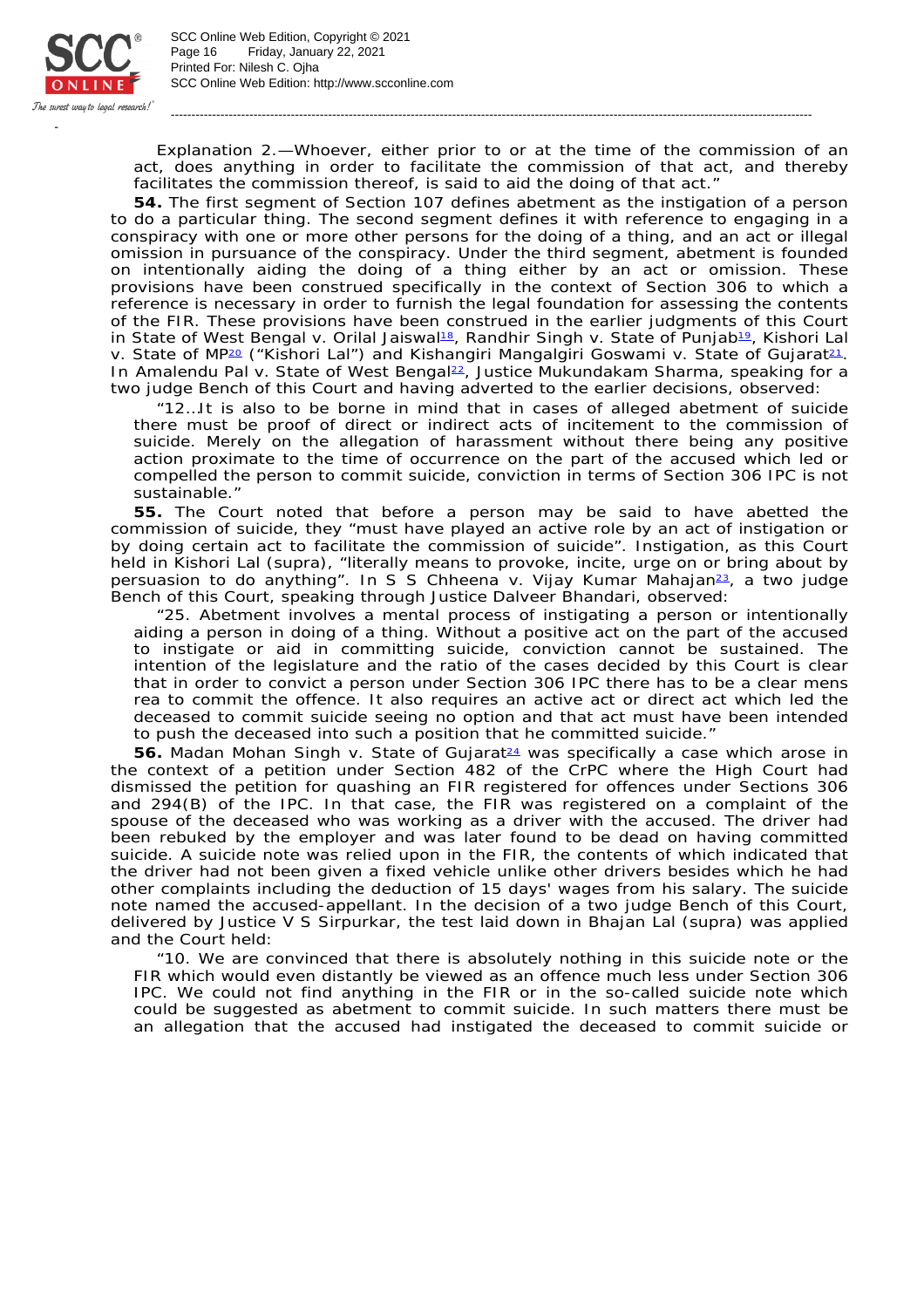Explanation 2.—Whoever, either prior to or at the time of the commission of an act, does anything in order to facilitate the commission of that act, and thereby facilitates the commission thereof, is said to aid the doing of that act."

**54.** The first segment of Section 107 defines abetment as the instigation of a person to do a particular thing. The second segment defines it with reference to engaging in a conspiracy with one or more other persons for the doing of a thing, and an act or illegal omission in pursuance of the conspiracy. Under the third segment, abetment is founded on intentionally aiding the doing of a thing either by an act or omission. These provisions have been construed specifically in the context of Section 306 to which a reference is necessary in order to furnish the legal foundation for assessing the contents of the FIR. These provisions have been construed in the earlier judgments of this Court in State of West Bengal v. Orilal Jaiswal[18], Randhir Singh v. State of Punjab[19], Kishori Lal v. State of MP[20] ("Kishori Lal") and Kishangiri Mangalgiri Goswami v. State of Gujarat[21]. In Amalendu Pal v. State of West Bengal[22], Justice Mukundakam Sharma, speaking for a two judge Bench of this Court and having adverted to the earlier decisions, observed:

"12…It is also to be borne in mind that in cases of alleged abetment of suicide there must be proof of direct or indirect acts of incitement to the commission of suicide. Merely on the allegation of harassment without there being any positive action proximate to the time of occurrence on the part of the accused which led or compelled the person to commit suicide, conviction in terms of Section 306 IPC is not sustainable."

**55.** The Court noted that before a person may be said to have abetted the commission of suicide, they "must have played an active role by an act of instigation or by doing certain act to facilitate the commission of suicide". Instigation, as this Court held in Kishori Lal (supra), "literally means to provoke, incite, urge on or bring about by persuasion to do anything". In S S Chheena v. Vijay Kumar Mahajan[23], a two judge Bench of this Court, speaking through Justice Dalveer Bhandari, observed:

"25. Abetment involves a mental process of instigating a person or intentionally aiding a person in doing of a thing. Without a positive act on the part of the accused to instigate or aid in committing suicide, conviction cannot be sustained. The intention of the legislature and the ratio of the cases decided by this Court is clear that in order to convict a person under Section 306 IPC there has to be a clear mens rea to commit the offence. It also requires an active act or direct act which led the deceased to commit suicide seeing no option and that act must have been intended to push the deceased into such a position that he committed suicide."

**56.** Madan Mohan Singh v. State of Gujarat[24] was specifically a case which arose in the context of a petition under Section 482 of the CrPC where the High Court had dismissed the petition for quashing an FIR registered for offences under Sections 306 and 294(B) of the IPC. In that case, the FIR was registered on a complaint of the spouse of the deceased who was working as a driver with the accused. The driver had been rebuked by the employer and was later found to be dead on having committed suicide. A suicide note was relied upon in the FIR, the contents of which indicated that the driver had not been given a fixed vehicle unlike other drivers besides which he had other complaints including the deduction of 15 days' wages from his salary. The suicide note named the accused-appellant. In the decision of a two judge Bench of this Court, delivered by Justice V S Sirpurkar, the test laid down in Bhajan Lal (supra) was applied and the Court held:

"10. We are convinced that there is absolutely nothing in this suicide note or the FIR which would even distantly be viewed as an offence much less under Section 306 IPC. We could not find anything in the FIR or in the so-called suicide note which could be suggested as abetment to commit suicide. In such matters there must be an allegation that the accused had instigated the deceased to commit suicide or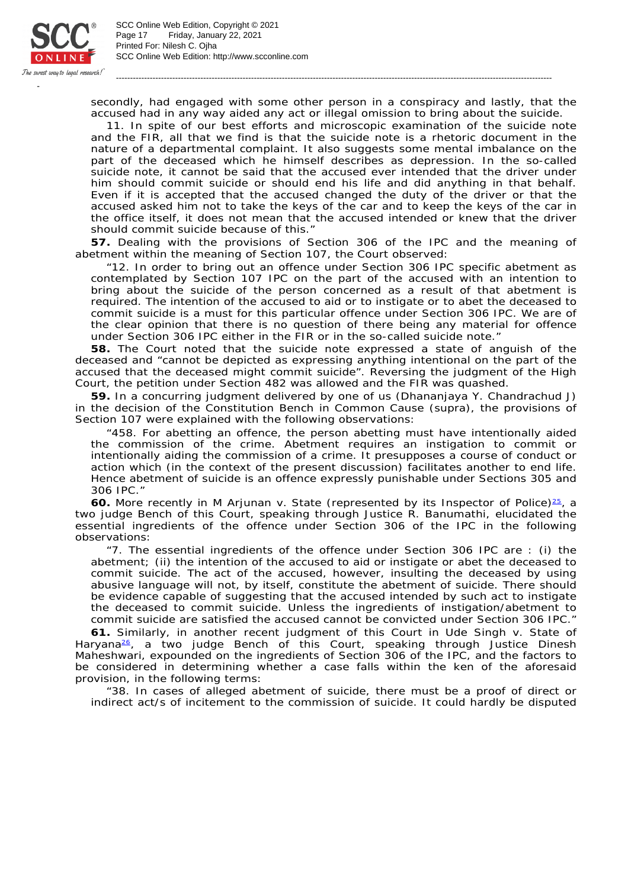secondly, had engaged with some other person in a conspiracy and lastly, that the accused had in any way aided any act or illegal omission to bring about the suicide.

11. In spite of our best efforts and microscopic examination of the suicide note and the FIR, all that we find is that the suicide note is a rhetoric document in the nature of a departmental complaint. It also suggests some mental imbalance on the part of the deceased which he himself describes as depression. In the so-called suicide note, it cannot be said that the accused ever intended that the driver under him should commit suicide or should end his life and did anything in that behalf. Even if it is accepted that the accused changed the duty of the driver or that the accused asked him not to take the keys of the car and to keep the keys of the car in the office itself, it does not mean that the accused intended or knew that the driver should commit suicide because of this."

**57.** Dealing with the provisions of Section 306 of the IPC and the meaning of abetment within the meaning of Section 107, the Court observed:

"12. In order to bring out an offence under Section 306 IPC specific abetment as contemplated by Section 107 IPC on the part of the accused with an intention to bring about the suicide of the person concerned as a result of that abetment is required. The intention of the accused to aid or to instigate or to abet the deceased to commit suicide is a must for this particular offence under Section 306 IPC. We are of the clear opinion that there is no question of there being any material for offence under Section 306 IPC either in the FIR or in the so-called suicide note."

**58.** The Court noted that the suicide note expressed a state of anguish of the deceased and "cannot be depicted as expressing anything intentional on the part of the accused that the deceased might commit suicide". Reversing the judgment of the High Court, the petition under Section 482 was allowed and the FIR was quashed.

**59.** In a concurring judgment delivered by one of us (Dhananjaya Y. Chandrachud J) in the decision of the Constitution Bench in Common Cause (supra), the provisions of Section 107 were explained with the following observations:

"458. For abetting an offence, the person abetting must have intentionally aided the commission of the crime. Abetment requires an instigation to commit or intentionally aiding the commission of a crime. It presupposes a course of conduct or action which (in the context of the present discussion) facilitates another to end life. Hence abetment of suicide is an offence expressly punishable under Sections 305 and 306 IPC."

**60.** More recently in M Arjunan v. State (represented by its Inspector of Police)[25], a two judge Bench of this Court, speaking through Justice R. Banumathi, elucidated the essential ingredients of the offence under Section 306 of the IPC in the following observations:

"7. The essential ingredients of the offence under Section 306 IPC are : (i) the abetment; (ii) the intention of the accused to aid or instigate or abet the deceased to commit suicide. The act of the accused, however, insulting the deceased by using abusive language will not, by itself, constitute the abetment of suicide. There should be evidence capable of suggesting that the accused intended by such act to instigate the deceased to commit suicide. Unless the ingredients of instigation/abetment to commit suicide are satisfied the accused cannot be convicted under Section 306 IPC."

**61.** Similarly, in another recent judgment of this Court in Ude Singh v. State of Haryana[26], a two judge Bench of this Court, speaking through Justice Dinesh Maheshwari, expounded on the ingredients of Section 306 of the IPC, and the factors to be considered in determining whether a case falls within the ken of the aforesaid provision, in the following terms:

"38. In cases of alleged abetment of suicide, there must be a proof of direct or indirect act/s of incitement to the commission of suicide. It could hardly be disputed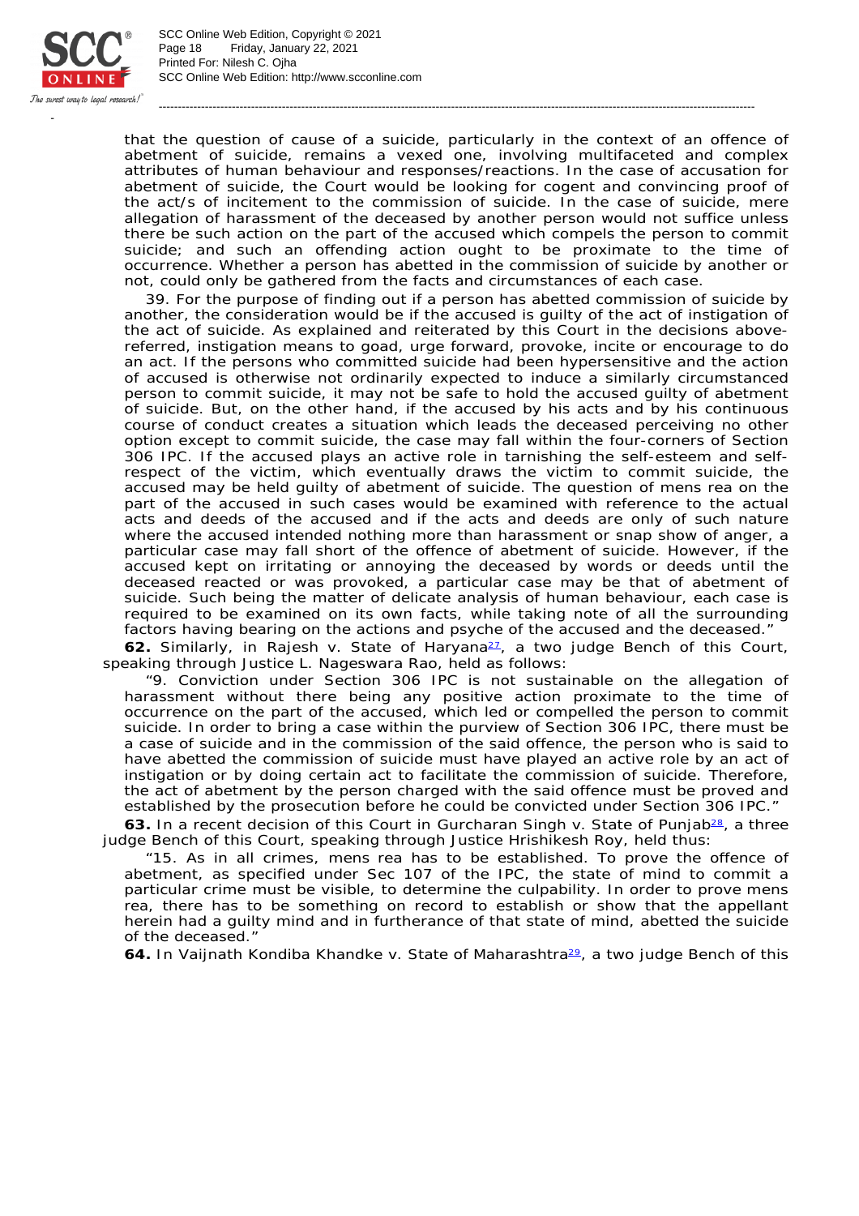that the question of cause of a suicide, particularly in the context of an offence of abetment of suicide, remains a vexed one, involving multifaceted and complex attributes of human behaviour and responses/reactions. In the case of accusation for abetment of suicide, the Court would be looking for cogent and convincing proof of the act/s of incitement to the commission of suicide. In the case of suicide, mere allegation of harassment of the deceased by another person would not suffice unless there be such action on the part of the accused which compels the person to commit suicide; and such an offending action ought to be proximate to the time of occurrence. Whether a person has abetted in the commission of suicide by another or not, could only be gathered from the facts and circumstances of each case.

39. For the purpose of finding out if a person has abetted commission of suicide by another, the consideration would be if the accused is guilty of the act of instigation of the act of suicide. As explained and reiterated by this Court in the decisions above-referred, instigation means to goad, urge forward, provoke, incite or encourage to do an act. If the persons who committed suicide had been hypersensitive and the action of accused is otherwise not ordinarily expected to induce a similarly circumstanced person to commit suicide, it may not be safe to hold the accused guilty of abetment of suicide. But, on the other hand, if the accused by his acts and by his continuous course of conduct creates a situation which leads the deceased perceiving no other option except to commit suicide, the case may fall within the four-corners of Section 306 IPC. If the accused plays an active role in tarnishing the self-esteem and self-respect of the victim, which eventually draws the victim to commit suicide, the accused may be held guilty of abetment of suicide. The question of mens rea on the part of the accused in such cases would be examined with reference to the actual acts and deeds of the accused and if the acts and deeds are only of such nature where the accused intended nothing more than harassment or snap show of anger, a particular case may fall short of the offence of abetment of suicide. However, if the accused kept on irritating or annoying the deceased by words or deeds until the deceased reacted or was provoked, a particular case may be that of abetment of suicide. Such being the matter of delicate analysis of human behaviour, each case is required to be examined on its own facts, while taking note of all the surrounding factors having bearing on the actions and psyche of the accused and the deceased."

**62.** Similarly, in Rajesh v. State of Haryana[27], a two judge Bench of this Court, speaking through Justice L. Nageswara Rao, held as follows:

"9. Conviction under Section 306 IPC is not sustainable on the allegation of harassment without there being any positive action proximate to the time of occurrence on the part of the accused, which led or compelled the person to commit suicide. In order to bring a case within the purview of Section 306 IPC, there must be a case of suicide and in the commission of the said offence, the person who is said to have abetted the commission of suicide must have played an active role by an act of instigation or by doing certain act to facilitate the commission of suicide. Therefore, the act of abetment by the person charged with the said offence must be proved and established by the prosecution before he could be convicted under Section 306 IPC."

**63.** In a recent decision of this Court in Gurcharan Singh v. State of Punjab[28], a three judge Bench of this Court, speaking through Justice Hrishikesh Roy, held thus:

"15. As in all crimes, mens rea has to be established. To prove the offence of abetment, as specified under Sec 107 of the IPC, the state of mind to commit a particular crime must be visible, to determine the culpability. In order to prove mens rea, there has to be something on record to establish or show that the appellant herein had a guilty mind and in furtherance of that state of mind, abetted the suicide of the deceased."

**64.** In Vaijnath Kondiba Khandke v. State of Maharashtra[29], a two judge Bench of this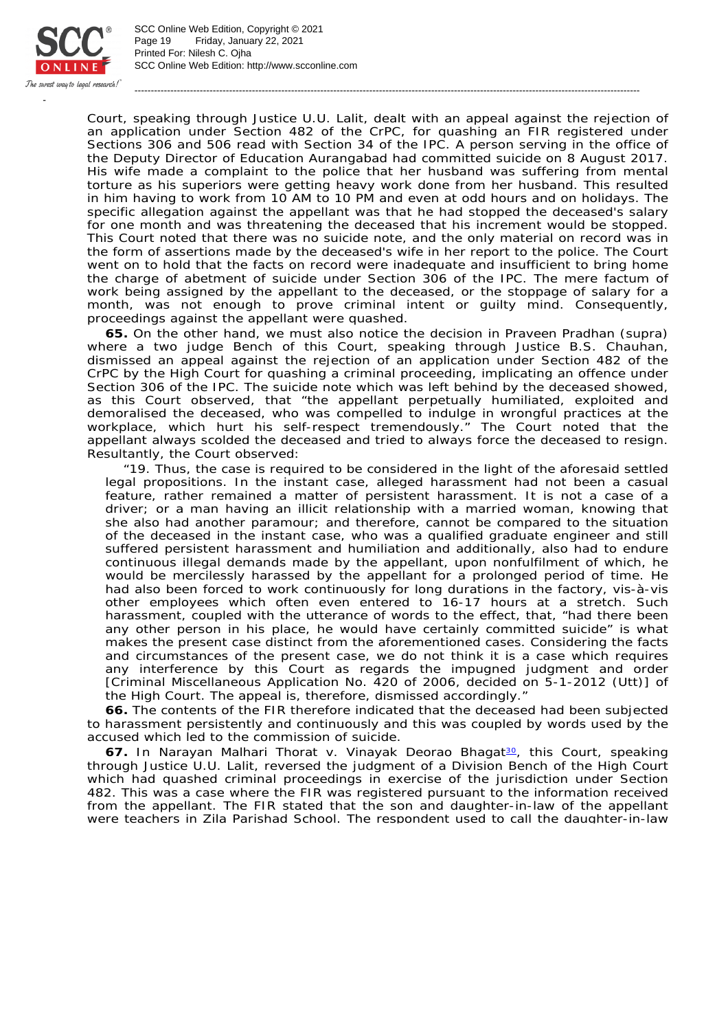Court, speaking through Justice U.U. Lalit, dealt with an appeal against the rejection of an application under Section 482 of the CrPC, for quashing an FIR registered under Sections 306 and 506 read with Section 34 of the IPC. A person serving in the office of the Deputy Director of Education Aurangabad had committed suicide on 8 August 2017. His wife made a complaint to the police that her husband was suffering from mental torture as his superiors were getting heavy work done from her husband. This resulted in him having to work from 10 AM to 10 PM and even at odd hours and on holidays. The specific allegation against the appellant was that he had stopped the deceased's salary for one month and was threatening the deceased that his increment would be stopped. This Court noted that there was no suicide note, and the only material on record was in the form of assertions made by the deceased's wife in her report to the police. The Court went on to hold that the facts on record were inadequate and insufficient to bring home the charge of abetment of suicide under Section 306 of the IPC. The mere factum of work being assigned by the appellant to the deceased, or the stoppage of salary for a month, was not enough to prove criminal intent or guilty mind. Consequently, proceedings against the appellant were quashed.

**65.** On the other hand, we must also notice the decision in Praveen Pradhan (supra) where a two judge Bench of this Court, speaking through Justice B.S. Chauhan, dismissed an appeal against the rejection of an application under Section 482 of the CrPC by the High Court for quashing a criminal proceeding, implicating an offence under Section 306 of the IPC. The suicide note which was left behind by the deceased showed, as this Court observed, that "the appellant perpetually humiliated, exploited and demoralised the deceased, who was compelled to indulge in wrongful practices at the workplace, which hurt his self-respect tremendously." The Court noted that the appellant always scolded the deceased and tried to always force the deceased to resign. Resultantly, the Court observed:

> "19. Thus, the case is required to be considered in the light of the aforesaid settled legal propositions. In the instant case, alleged harassment had not been a casual feature, rather remained a matter of persistent harassment. It is not a case of a driver; or a man having an illicit relationship with a married woman, knowing that she also had another paramour; and therefore, cannot be compared to the situation of the deceased in the instant case, who was a qualified graduate engineer and still suffered persistent harassment and humiliation and additionally, also had to endure continuous illegal demands made by the appellant, upon nonfulfilment of which, he would be mercilessly harassed by the appellant for a prolonged period of time. He had also been forced to work continuously for long durations in the factory, vis-à-vis other employees which often even entered to 16-17 hours at a stretch. Such harassment, coupled with the utterance of words to the effect, that, "had there been any other person in his place, he would have certainly committed suicide" is what makes the present case distinct from the aforementioned cases. Considering the facts and circumstances of the present case, we do not think it is a case which requires any interference by this Court as regards the impugned judgment and order [Criminal Miscellaneous Application No. 420 of 2006, decided on 5-1-2012 (Utt)] of the High Court. The appeal is, therefore, dismissed accordingly."

**66.** The contents of the FIR therefore indicated that the deceased had been subjected to harassment persistently and continuously and this was coupled by words used by the accused which led to the commission of suicide.

**67.** In Narayan Malhari Thorat v. Vinayak Deorao Bhagat[30], this Court, speaking through Justice U.U. Lalit, reversed the judgment of a Division Bench of the High Court which had quashed criminal proceedings in exercise of the jurisdiction under Section 482. This was a case where the FIR was registered pursuant to the information received from the appellant. The FIR stated that the son and daughter-in-law of the appellant were teachers in Zila Parishad School. The respondent used to call the daughter-in-law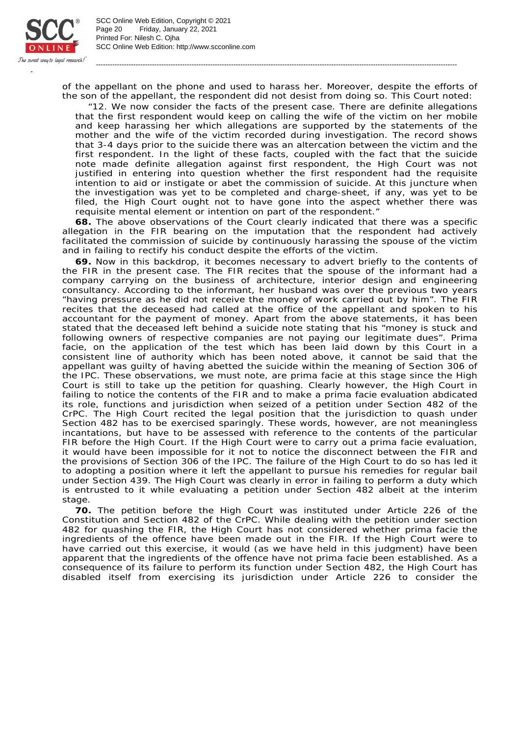of the appellant on the phone and used to harass her. Moreover, despite the efforts of the son of the appellant, the respondent did not desist from doing so. This Court noted:

> "12. We now consider the facts of the present case. There are definite allegations that the first respondent would keep on calling the wife of the victim on her mobile and keep harassing her which allegations are supported by the statements of the mother and the wife of the victim recorded during investigation. The record shows that 3-4 days prior to the suicide there was an altercation between the victim and the first respondent. In the light of these facts, coupled with the fact that the suicide note made definite allegation against first respondent, the High Court was not justified in entering into question whether the first respondent had the requisite intention to aid or instigate or abet the commission of suicide. At this juncture when the investigation was yet to be completed and charge-sheet, if any, was yet to be filed, the High Court ought not to have gone into the aspect whether there was requisite mental element or intention on part of the respondent."

**68.** The above observations of the Court clearly indicated that there was a specific allegation in the FIR bearing on the imputation that the respondent had actively facilitated the commission of suicide by continuously harassing the spouse of the victim and in failing to rectify his conduct despite the efforts of the victim.

**69.** Now in this backdrop, it becomes necessary to advert briefly to the contents of the FIR in the present case. The FIR recites that the spouse of the informant had a company carrying on the business of architecture, interior design and engineering consultancy. According to the informant, her husband was over the previous two years "having pressure as he did not receive the money of work carried out by him". The FIR recites that the deceased had called at the office of the appellant and spoken to his accountant for the payment of money. Apart from the above statements, it has been stated that the deceased left behind a suicide note stating that his "money is stuck and following owners of respective companies are not paying our legitimate dues". Prima facie, on the application of the test which has been laid down by this Court in a consistent line of authority which has been noted above, it cannot be said that the appellant was guilty of having abetted the suicide within the meaning of Section 306 of the IPC. These observations, we must note, are prima facie at this stage since the High Court is still to take up the petition for quashing. Clearly however, the High Court in failing to notice the contents of the FIR and to make a prima facie evaluation abdicated its role, functions and jurisdiction when seized of a petition under Section 482 of the CrPC. The High Court recited the legal position that the jurisdiction to quash under Section 482 has to be exercised sparingly. These words, however, are not meaningless incantations, but have to be assessed with reference to the contents of the particular FIR before the High Court. If the High Court were to carry out a prima facie evaluation, it would have been impossible for it not to notice the disconnect between the FIR and the provisions of Section 306 of the IPC. The failure of the High Court to do so has led it to adopting a position where it left the appellant to pursue his remedies for regular bail under Section 439. The High Court was clearly in error in failing to perform a duty which is entrusted to it while evaluating a petition under Section 482 albeit at the interim stage.

**70.** The petition before the High Court was instituted under Article 226 of the Constitution and Section 482 of the CrPC. While dealing with the petition under section 482 for quashing the FIR, the High Court has not considered whether prima facie the ingredients of the offence have been made out in the FIR. If the High Court were to have carried out this exercise, it would (as we have held in this judgment) have been apparent that the ingredients of the offence have not prima facie been established. As a consequence of its failure to perform its function under Section 482, the High Court has disabled itself from exercising its jurisdiction under Article 226 to consider the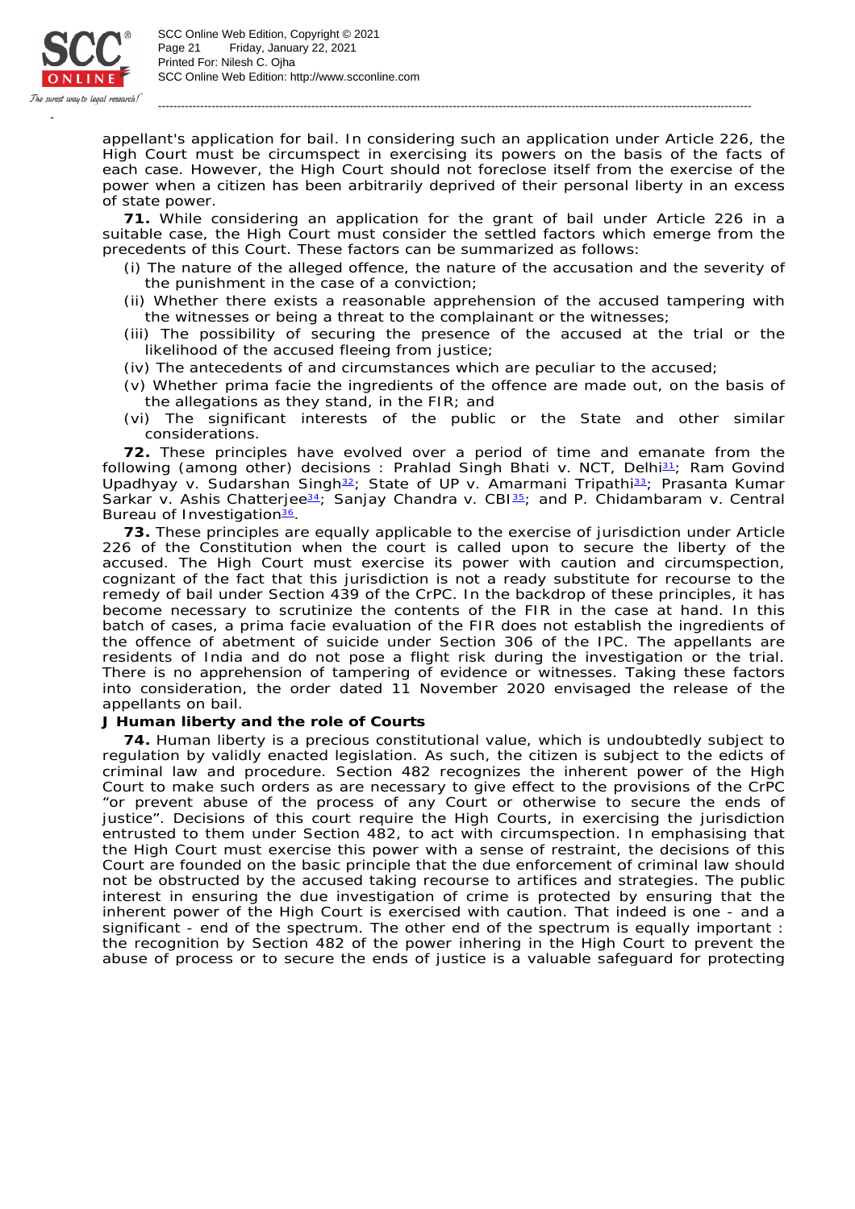appellant's application for bail. In considering such an application under Article 226, the High Court must be circumspect in exercising its powers on the basis of the facts of each case. However, the High Court should not foreclose itself from the exercise of the power when a citizen has been arbitrarily deprived of their personal liberty in an excess of state power.

**71.** While considering an application for the grant of bail under Article 226 in a suitable case, the High Court must consider the settled factors which emerge from the precedents of this Court. These factors can be summarized as follows:

(i) The nature of the alleged offence, the nature of the accusation and the severity of the punishment in the case of a conviction;

(ii) Whether there exists a reasonable apprehension of the accused tampering with the witnesses or being a threat to the complainant or the witnesses;

(iii) The possibility of securing the presence of the accused at the trial or the likelihood of the accused fleeing from justice;

(iv) The antecedents of and circumstances which are peculiar to the accused;

(v) Whether prima facie the ingredients of the offence are made out, on the basis of the allegations as they stand, in the FIR; and

(vi) The significant interests of the public or the State and other similar considerations.

**72.** These principles have evolved over a period of time and emanate from the following (among other) decisions : Prahlad Singh Bhati v. NCT, Delhi[31]; Ram Govind Upadhyay v. Sudarshan Singh[32]; State of UP v. Amarmani Tripathi[33]; Prasanta Kumar Sarkar v. Ashis Chatterjee[34]; Sanjay Chandra v. CBI[35]; and P. Chidambaram v. Central Bureau of Investigation[36].

**73.** These principles are equally applicable to the exercise of jurisdiction under Article 226 of the Constitution when the court is called upon to secure the liberty of the accused. The High Court must exercise its power with caution and circumspection, cognizant of the fact that this jurisdiction is not a ready substitute for recourse to the remedy of bail under Section 439 of the CrPC. In the backdrop of these principles, it has become necessary to scrutinize the contents of the FIR in the case at hand. In this batch of cases, a prima facie evaluation of the FIR does not establish the ingredients of the offence of abetment of suicide under Section 306 of the IPC. The appellants are residents of India and do not pose a flight risk during the investigation or the trial. There is no apprehension of tampering of evidence or witnesses. Taking these factors into consideration, the order dated 11 November 2020 envisaged the release of the appellants on bail.

**J Human liberty and the role of Courts**

**74.** Human liberty is a precious constitutional value, which is undoubtedly subject to regulation by validly enacted legislation. As such, the citizen is subject to the edicts of criminal law and procedure. Section 482 recognizes the inherent power of the High Court to make such orders as are necessary to give effect to the provisions of the CrPC "or prevent abuse of the process of any Court or otherwise to secure the ends of justice". Decisions of this court require the High Courts, in exercising the jurisdiction entrusted to them under Section 482, to act with circumspection. In emphasising that the High Court must exercise this power with a sense of restraint, the decisions of this Court are founded on the basic principle that the due enforcement of criminal law should not be obstructed by the accused taking recourse to artifices and strategies. The public interest in ensuring the due investigation of crime is protected by ensuring that the inherent power of the High Court is exercised with caution. That indeed is one - and a significant - end of the spectrum. The other end of the spectrum is equally important : the recognition by Section 482 of the power inhering in the High Court to prevent the abuse of process or to secure the ends of justice is a valuable safeguard for protecting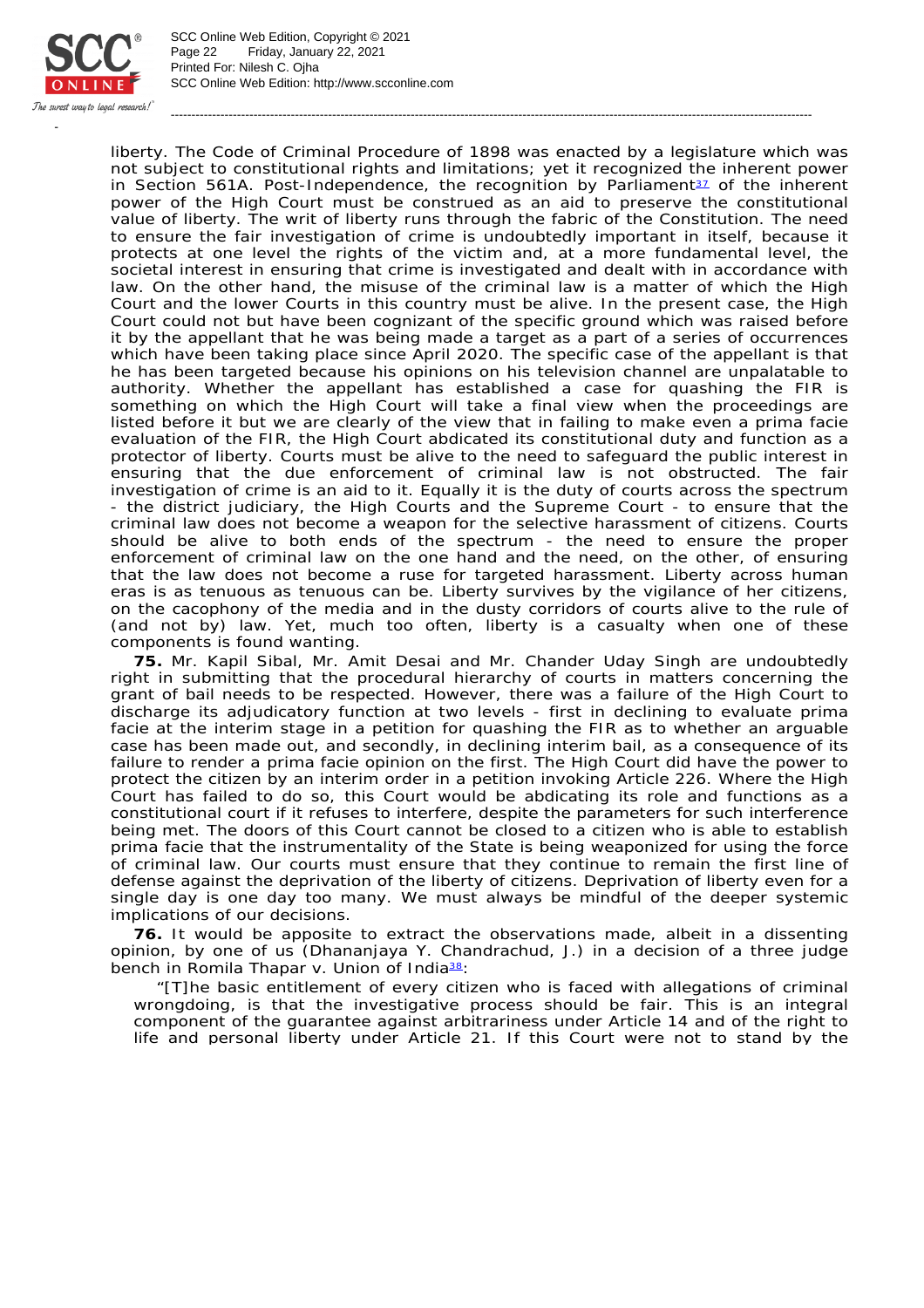liberty. The Code of Criminal Procedure of 1898 was enacted by a legislature which was not subject to constitutional rights and limitations; yet it recognized the inherent power in Section 561A. Post-Independence, the recognition by Parliament[37] of the inherent power of the High Court must be construed as an aid to preserve the constitutional value of liberty. The writ of liberty runs through the fabric of the Constitution. The need to ensure the fair investigation of crime is undoubtedly important in itself, because it protects at one level the rights of the victim and, at a more fundamental level, the societal interest in ensuring that crime is investigated and dealt with in accordance with law. On the other hand, the misuse of the criminal law is a matter of which the High Court and the lower Courts in this country must be alive. In the present case, the High Court could not but have been cognizant of the specific ground which was raised before it by the appellant that he was being made a target as a part of a series of occurrences which have been taking place since April 2020. The specific case of the appellant is that he has been targeted because his opinions on his television channel are unpalatable to authority. Whether the appellant has established a case for quashing the FIR is something on which the High Court will take a final view when the proceedings are listed before it but we are clearly of the view that in failing to make even a prima facie evaluation of the FIR, the High Court abdicated its constitutional duty and function as a protector of liberty. Courts must be alive to the need to safeguard the public interest in ensuring that the due enforcement of criminal law is not obstructed. The fair investigation of crime is an aid to it. Equally it is the duty of courts across the spectrum - the district judiciary, the High Courts and the Supreme Court - to ensure that the criminal law does not become a weapon for the selective harassment of citizens. Courts should be alive to both ends of the spectrum - the need to ensure the proper enforcement of criminal law on the one hand and the need, on the other, of ensuring that the law does not become a ruse for targeted harassment. Liberty across human eras is as tenuous as tenuous can be. Liberty survives by the vigilance of her citizens, on the cacophony of the media and in the dusty corridors of courts alive to the rule of (and not by) law. Yet, much too often, liberty is a casualty when one of these components is found wanting.

**75.** Mr. Kapil Sibal, Mr. Amit Desai and Mr. Chander Uday Singh are undoubtedly right in submitting that the procedural hierarchy of courts in matters concerning the grant of bail needs to be respected. However, there was a failure of the High Court to discharge its adjudicatory function at two levels - first in declining to evaluate prima facie at the interim stage in a petition for quashing the FIR as to whether an arguable case has been made out, and secondly, in declining interim bail, as a consequence of its failure to render a prima facie opinion on the first. The High Court did have the power to protect the citizen by an interim order in a petition invoking Article 226. Where the High Court has failed to do so, this Court would be abdicating its role and functions as a constitutional court if it refuses to interfere, despite the parameters for such interference being met. The doors of this Court cannot be closed to a citizen who is able to establish prima facie that the instrumentality of the State is being weaponized for using the force of criminal law. Our courts must ensure that they continue to remain the first line of defense against the deprivation of the liberty of citizens. Deprivation of liberty even for a single day is one day too many. We must always be mindful of the deeper systemic implications of our decisions.

**76.** It would be apposite to extract the observations made, albeit in a dissenting opinion, by one of us (Dhananjaya Y. Chandrachud, J.) in a decision of a three judge bench in Romila Thapar v. Union of India[38]:

> "[T]he basic entitlement of every citizen who is faced with allegations of criminal wrongdoing, is that the investigative process should be fair. This is an integral component of the guarantee against arbitrariness under Article 14 and of the right to life and personal liberty under Article 21. If this Court were not to stand by the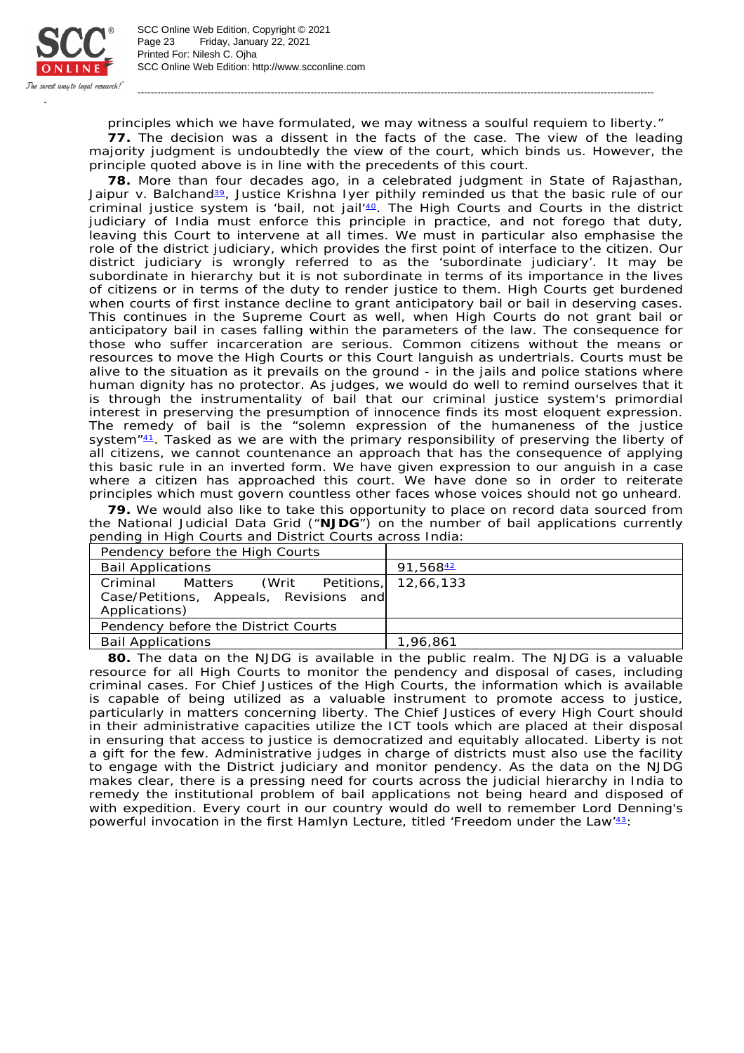principles which we have formulated, we may witness a soulful requiem to liberty."

**77.** The decision was a dissent in the facts of the case. The view of the leading majority judgment is undoubtedly the view of the court, which binds us. However, the principle quoted above is in line with the precedents of this court.

**78.** More than four decades ago, in a celebrated judgment in State of Rajasthan, Jaipur v. Balchand[39], Justice Krishna Iyer pithily reminded us that the basic rule of our criminal justice system is 'bail, not jail'[40]. The High Courts and Courts in the district judiciary of India must enforce this principle in practice, and not forego that duty, leaving this Court to intervene at all times. We must in particular also emphasise the role of the district judiciary, which provides the first point of interface to the citizen. Our district judiciary is wrongly referred to as the 'subordinate judiciary'. It may be subordinate in hierarchy but it is not subordinate in terms of its importance in the lives of citizens or in terms of the duty to render justice to them. High Courts get burdened when courts of first instance decline to grant anticipatory bail or bail in deserving cases. This continues in the Supreme Court as well, when High Courts do not grant bail or anticipatory bail in cases falling within the parameters of the law. The consequence for those who suffer incarceration are serious. Common citizens without the means or resources to move the High Courts or this Court languish as undertrials. Courts must be alive to the situation as it prevails on the ground - in the jails and police stations where human dignity has no protector. As judges, we would do well to remind ourselves that it is through the instrumentality of bail that our criminal justice system's primordial interest in preserving the presumption of innocence finds its most eloquent expression. The remedy of bail is the "solemn expression of the humaneness of the justice system"[41]. Tasked as we are with the primary responsibility of preserving the liberty of all citizens, we cannot countenance an approach that has the consequence of applying this basic rule in an inverted form. We have given expression to our anguish in a case where a citizen has approached this court. We have done so in order to reiterate principles which must govern countless other faces whose voices should not go unheard.

**79.** We would also like to take this opportunity to place on record data sourced from the National Judicial Data Grid ("**NJDG**") on the number of bail applications currently pending in High Courts and District Courts across India:

| Pendency before the High Courts | |
|---|---|
| Bail Applications | 91,568[42] |
| Criminal Matters (Writ Petitions, Case/Petitions, Appeals, Revisions and Applications) | 12,66,133 |
| Pendency before the District Courts | |
| Bail Applications | 1,96,861 |

**80.** The data on the NJDG is available in the public realm. The NJDG is a valuable resource for all High Courts to monitor the pendency and disposal of cases, including criminal cases. For Chief Justices of the High Courts, the information which is available is capable of being utilized as a valuable instrument to promote access to justice, particularly in matters concerning liberty. The Chief Justices of every High Court should in their administrative capacities utilize the ICT tools which are placed at their disposal in ensuring that access to justice is democratized and equitably allocated. Liberty is not a gift for the few. Administrative judges in charge of districts must also use the facility to engage with the District judiciary and monitor pendency. As the data on the NJDG makes clear, there is a pressing need for courts across the judicial hierarchy in India to remedy the institutional problem of bail applications not being heard and disposed of with expedition. Every court in our country would do well to remember Lord Denning's powerful invocation in the first Hamlyn Lecture, titled 'Freedom under the Law'[43]: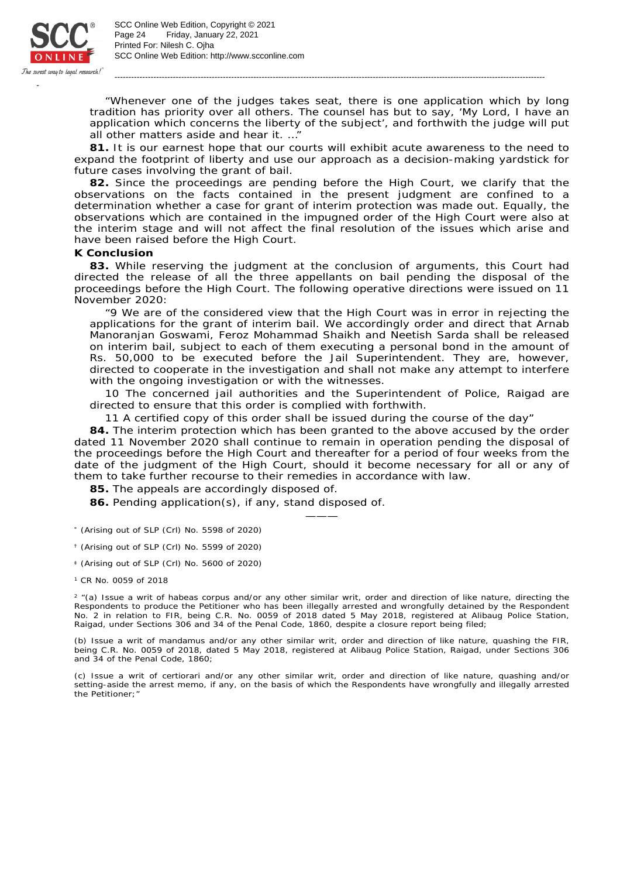> "Whenever one of the judges takes seat, there is one application which by long tradition has priority over all others. The counsel has but to say, 'My Lord, I have an application which concerns the liberty of the subject', and forthwith the judge will put all other matters aside and hear it. …"

**81.** It is our earnest hope that our courts will exhibit acute awareness to the need to expand the footprint of liberty and use our approach as a decision-making yardstick for future cases involving the grant of bail.

**82.** Since the proceedings are pending before the High Court, we clarify that the observations on the facts contained in the present judgment are confined to a determination whether a case for grant of interim protection was made out. Equally, the observations which are contained in the impugned order of the High Court were also at the interim stage and will not affect the final resolution of the issues which arise and have been raised before the High Court.

**K Conclusion**

**83.** While reserving the judgment at the conclusion of arguments, this Court had directed the release of all the three appellants on bail pending the disposal of the proceedings before the High Court. The following operative directions were issued on 11 November 2020:

> "9 We are of the considered view that the High Court was in error in rejecting the applications for the grant of interim bail. We accordingly order and direct that Arnab Manoranjan Goswami, Feroz Mohammad Shaikh and Neetish Sarda shall be released on interim bail, subject to each of them executing a personal bond in the amount of Rs. 50,000 to be executed before the Jail Superintendent. They are, however, directed to cooperate in the investigation and shall not make any attempt to interfere with the ongoing investigation or with the witnesses.
>
> 10 The concerned jail authorities and the Superintendent of Police, Raigad are directed to ensure that this order is complied with forthwith.
>
> 11 A certified copy of this order shall be issued during the course of the day"

**84.** The interim protection which has been granted to the above accused by the order dated 11 November 2020 shall continue to remain in operation pending the disposal of the proceedings before the High Court and thereafter for a period of four weeks from the date of the judgment of the High Court, should it become necessary for all or any of them to take further recourse to their remedies in accordance with law.

**85.** The appeals are accordingly disposed of.

**86.** Pending application(s), if any, stand disposed of.

———

[*] (Arising out of SLP (Crl) No. 5598 of 2020)

[†] (Arising out of SLP (Crl) No. 5599 of 2020)

[‡] (Arising out of SLP (Crl) No. 5600 of 2020)

[1] CR No. 0059 of 2018

[2] "(a) Issue a writ of habeas corpus and/or any other similar writ, order and direction of like nature, directing the Respondents to produce the Petitioner who has been illegally arrested and wrongfully detained by the Respondent No. 2 in relation to FIR, being C.R. No. 0059 of 2018 dated 5 May 2018, registered at Alibaug Police Station, Raigad, under Sections 306 and 34 of the Penal Code, 1860, despite a closure report being filed;

(b) Issue a writ of mandamus and/or any other similar writ, order and direction of like nature, quashing the FIR, being C.R. No. 0059 of 2018, dated 5 May 2018, registered at Alibaug Police Station, Raigad, under Sections 306 and 34 of the Penal Code, 1860;

(c) Issue a writ of certiorari and/or any other similar writ, order and direction of like nature, quashing and/or setting-aside the arrest memo, if any, on the basis of which the Respondents have wrongfully and illegally arrested the Petitioner;"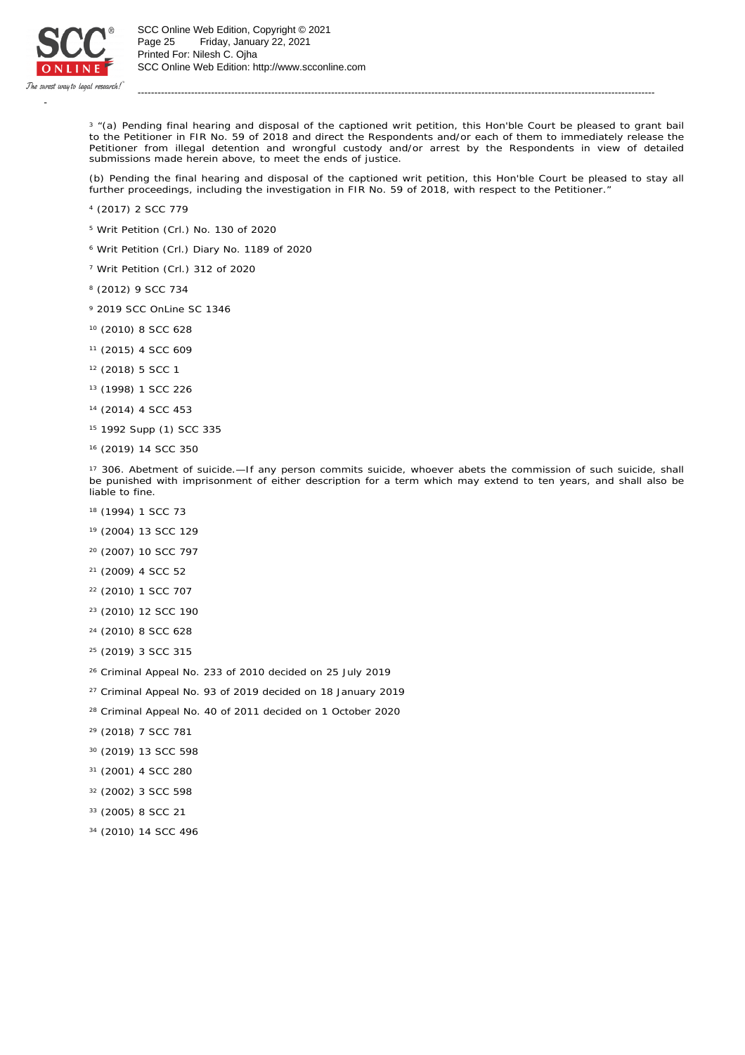[3] "(a) Pending final hearing and disposal of the captioned writ petition, this Hon'ble Court be pleased to grant bail to the Petitioner in FIR No. 59 of 2018 and direct the Respondents and/or each of them to immediately release the Petitioner from illegal detention and wrongful custody and/or arrest by the Respondents in view of detailed submissions made herein above, to meet the ends of justice.

(b) Pending the final hearing and disposal of the captioned writ petition, this Hon'ble Court be pleased to stay all further proceedings, including the investigation in FIR No. 59 of 2018, with respect to the Petitioner."

[4] (2017) 2 SCC 779

[5] Writ Petition (Crl.) No. 130 of 2020

[6] Writ Petition (Crl.) Diary No. 1189 of 2020

[7] Writ Petition (Crl.) 312 of 2020

[8] (2012) 9 SCC 734

[9] 2019 SCC OnLine SC 1346

[10] (2010) 8 SCC 628

[11] (2015) 4 SCC 609

[12] (2018) 5 SCC 1

[13] (1998) 1 SCC 226

[14] (2014) 4 SCC 453

[15] 1992 Supp (1) SCC 335

[16] (2019) 14 SCC 350

[17] 306. Abetment of suicide.—If any person commits suicide, whoever abets the commission of such suicide, shall be punished with imprisonment of either description for a term which may extend to ten years, and shall also be liable to fine.

[18] (1994) 1 SCC 73

[19] (2004) 13 SCC 129

[20] (2007) 10 SCC 797

[21] (2009) 4 SCC 52

[22] (2010) 1 SCC 707

[23] (2010) 12 SCC 190

[24] (2010) 8 SCC 628

[25] (2019) 3 SCC 315

[26] Criminal Appeal No. 233 of 2010 decided on 25 July 2019

[27] Criminal Appeal No. 93 of 2019 decided on 18 January 2019

[28] Criminal Appeal No. 40 of 2011 decided on 1 October 2020

[29] (2018) 7 SCC 781

[30] (2019) 13 SCC 598

[31] (2001) 4 SCC 280

[32] (2002) 3 SCC 598

[33] (2005) 8 SCC 21

[34] (2010) 14 SCC 496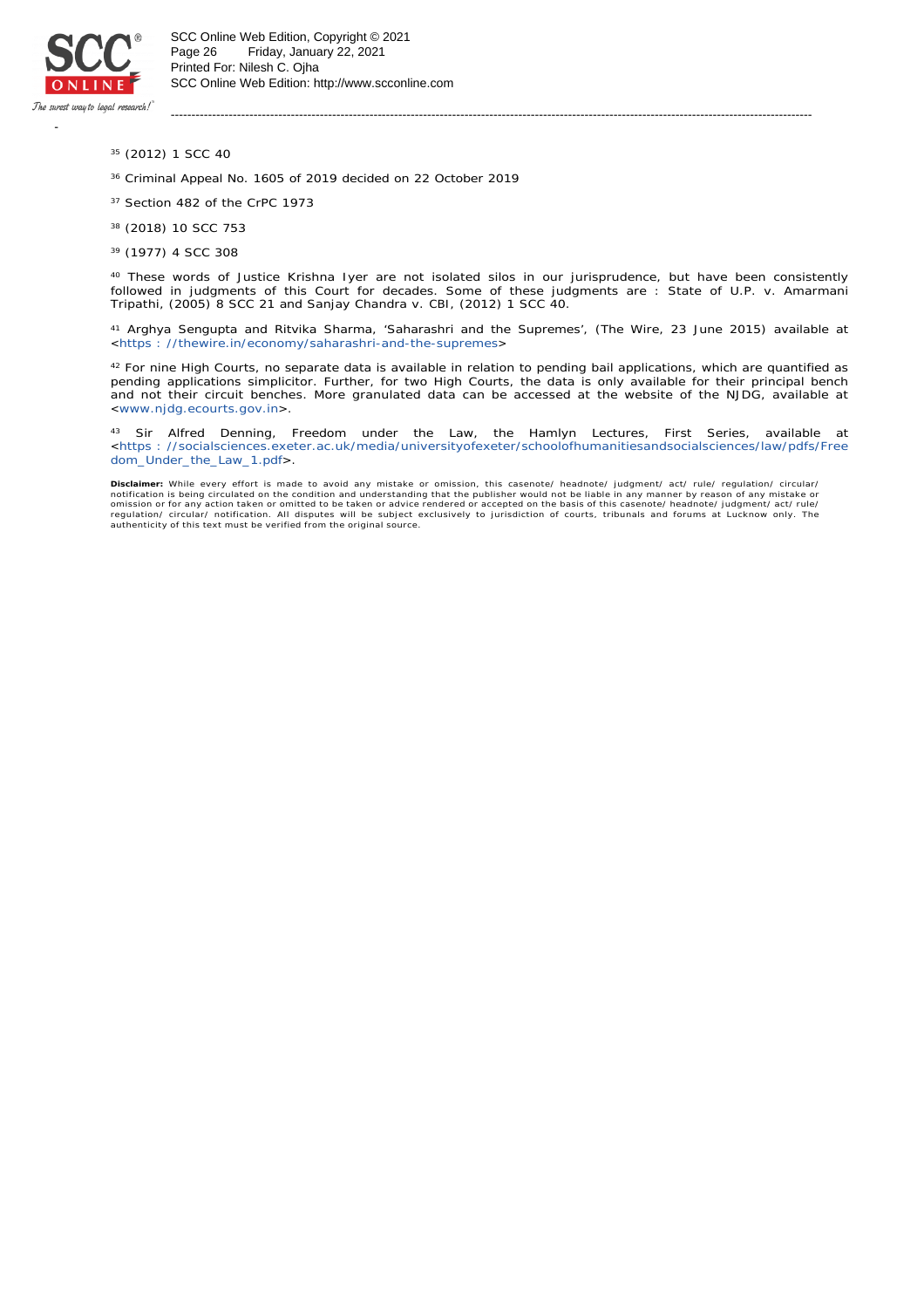[35] (2012) 1 SCC 40

[36] Criminal Appeal No. 1605 of 2019 decided on 22 October 2019

[37] Section 482 of the CrPC 1973

[38] (2018) 10 SCC 753

[39] (1977) 4 SCC 308

[40] These words of Justice Krishna Iyer are not isolated silos in our jurisprudence, but have been consistently followed in judgments of this Court for decades. Some of these judgments are : State of U.P. v. Amarmani Tripathi, (2005) 8 SCC 21 and Sanjay Chandra v. CBI, (2012) 1 SCC 40.

[41] Arghya Sengupta and Ritvika Sharma, 'Saharashri and the Supremes', (The Wire, 23 June 2015) available at <https : //thewire.in/economy/saharashri-and-the-supremes>

[42] For nine High Courts, no separate data is available in relation to pending bail applications, which are quantified as pending applications simplicitor. Further, for two High Courts, the data is only available for their principal bench and not their circuit benches. More granulated data can be accessed at the website of the NJDG, available at <www.njdg.ecourts.gov.in>.

[43] Sir Alfred Denning, Freedom under the Law, the Hamlyn Lectures, First Series, available at <https : //socialsciences.exeter.ac.uk/media/universityofexeter/schoolofhumanitiesandsocialsciences/law/pdfs/Freedom_Under_the_Law_1.pdf>.

**Disclaimer:** While every effort is made to avoid any mistake or omission, this casenote/ headnote/ judgment/ act/ rule/ regulation/ circular/ notification is being circulated on the condition and understanding that the publisher would not be liable in any manner by reason of any mistake or omission or for any action taken or omitted to be taken or advice rendered or accepted on the basis of this casenote/ headnote/ judgment/ act/ rule/ regulation/ circular/ notification. All disputes will be subject exclusively to jurisdiction of courts, tribunals and forums at Lucknow only. The authenticity of this text must be verified from the original source.